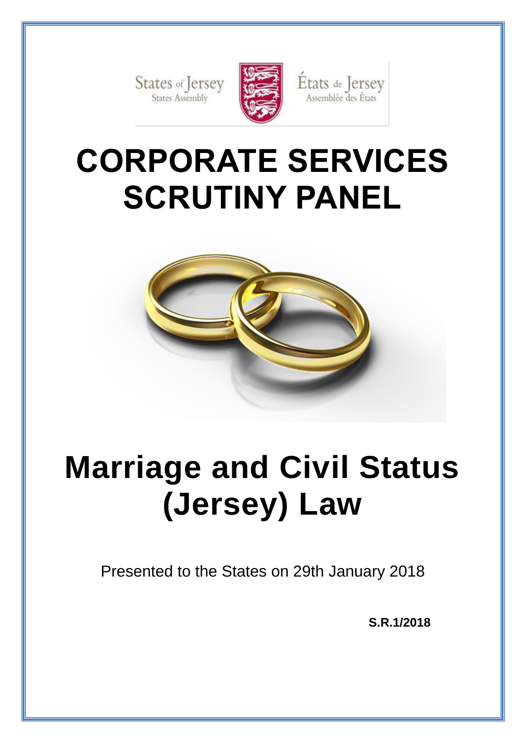States of Jersey
States Assembly

États de Jersey
Assemblée des États

# CORPORATE SERVICES SCRUTINY PANEL

# Marriage and Civil Status (Jersey) Law

Presented to the States on 29th January 2018

**S.R.1/2018**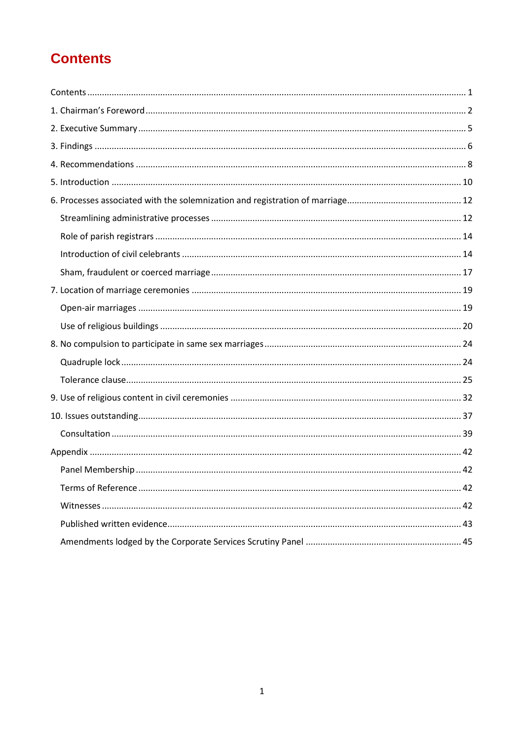# Contents

Contents ........................................................................................................................................... 1

1. Chairman's Foreword ..................................................................................................................... 2

2. Executive Summary ........................................................................................................................ 5

3. Findings .......................................................................................................................................... 6

4. Recommendations .......................................................................................................................... 8

5. Introduction ................................................................................................................................. 10

6. Processes associated with the solemnization and registration of marriage ................................. 12

   Streamlining administrative processes ......................................................................................... 12

   Role of parish registrars ............................................................................................................... 14

   Introduction of civil celebrants ..................................................................................................... 14

   Sham, fraudulent or coerced marriage ......................................................................................... 17

7. Location of marriage ceremonies ................................................................................................. 19

   Open-air marriages ....................................................................................................................... 19

   Use of religious buildings ............................................................................................................. 20

8. No compulsion to participate in same sex marriages .................................................................... 24

   Quadruple lock .............................................................................................................................. 24

   Tolerance clause ............................................................................................................................ 25

9. Use of religious content in civil ceremonies ................................................................................. 32

10. Issues outstanding ...................................................................................................................... 37

   Consultation ................................................................................................................................. 39

Appendix ........................................................................................................................................... 42

   Panel Membership ........................................................................................................................ 42

   Terms of Reference ....................................................................................................................... 42

   Witnesses ..................................................................................................................................... 42

   Published written evidence ........................................................................................................... 43

   Amendments lodged by the Corporate Services Scrutiny Panel ................................................... 45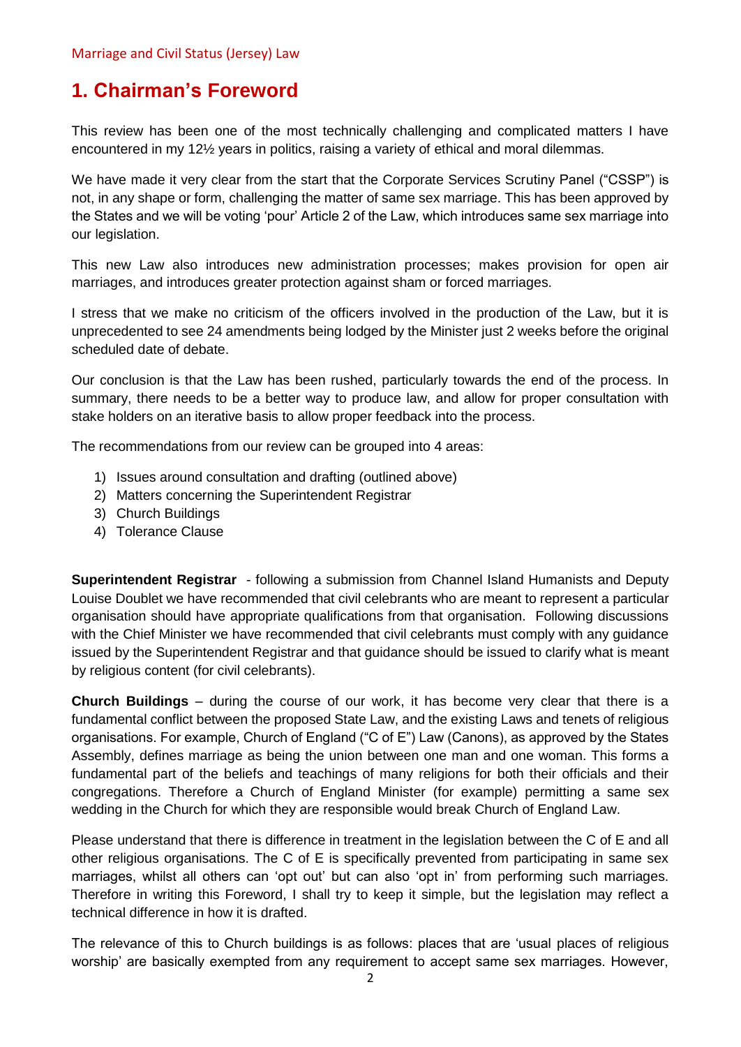# 1. Chairman's Foreword

This review has been one of the most technically challenging and complicated matters I have encountered in my 12½ years in politics, raising a variety of ethical and moral dilemmas.

We have made it very clear from the start that the Corporate Services Scrutiny Panel ("CSSP") is not, in any shape or form, challenging the matter of same sex marriage. This has been approved by the States and we will be voting 'pour' Article 2 of the Law, which introduces same sex marriage into our legislation.

This new Law also introduces new administration processes; makes provision for open air marriages, and introduces greater protection against sham or forced marriages.

I stress that we make no criticism of the officers involved in the production of the Law, but it is unprecedented to see 24 amendments being lodged by the Minister just 2 weeks before the original scheduled date of debate.

Our conclusion is that the Law has been rushed, particularly towards the end of the process. In summary, there needs to be a better way to produce law, and allow for proper consultation with stake holders on an iterative basis to allow proper feedback into the process.

The recommendations from our review can be grouped into 4 areas:

1) Issues around consultation and drafting (outlined above)
2) Matters concerning the Superintendent Registrar
3) Church Buildings
4) Tolerance Clause

**Superintendent Registrar** - following a submission from Channel Island Humanists and Deputy Louise Doublet we have recommended that civil celebrants who are meant to represent a particular organisation should have appropriate qualifications from that organisation. Following discussions with the Chief Minister we have recommended that civil celebrants must comply with any guidance issued by the Superintendent Registrar and that guidance should be issued to clarify what is meant by religious content (for civil celebrants).

**Church Buildings** – during the course of our work, it has become very clear that there is a fundamental conflict between the proposed State Law, and the existing Laws and tenets of religious organisations. For example, Church of England ("C of E") Law (Canons), as approved by the States Assembly, defines marriage as being the union between one man and one woman. This forms a fundamental part of the beliefs and teachings of many religions for both their officials and their congregations. Therefore a Church of England Minister (for example) permitting a same sex wedding in the Church for which they are responsible would break Church of England Law.

Please understand that there is difference in treatment in the legislation between the C of E and all other religious organisations. The C of E is specifically prevented from participating in same sex marriages, whilst all others can 'opt out' but can also 'opt in' from performing such marriages. Therefore in writing this Foreword, I shall try to keep it simple, but the legislation may reflect a technical difference in how it is drafted.

The relevance of this to Church buildings is as follows: places that are 'usual places of religious worship' are basically exempted from any requirement to accept same sex marriages. However,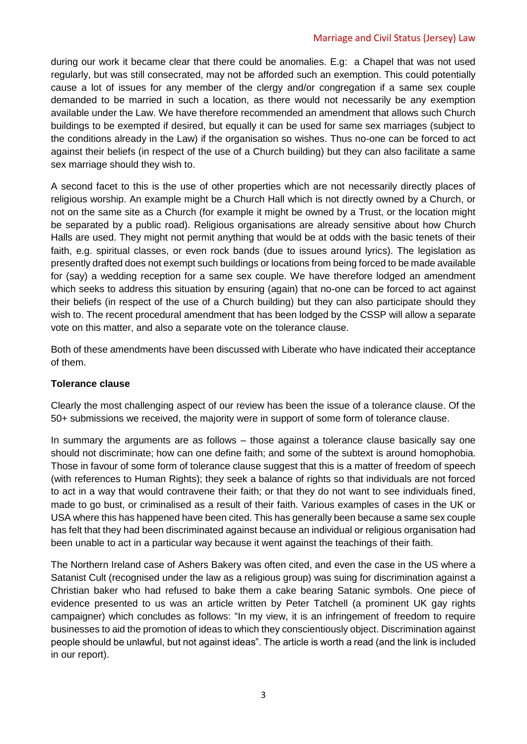during our work it became clear that there could be anomalies. E.g: a Chapel that was not used regularly, but was still consecrated, may not be afforded such an exemption. This could potentially cause a lot of issues for any member of the clergy and/or congregation if a same sex couple demanded to be married in such a location, as there would not necessarily be any exemption available under the Law. We have therefore recommended an amendment that allows such Church buildings to be exempted if desired, but equally it can be used for same sex marriages (subject to the conditions already in the Law) if the organisation so wishes. Thus no-one can be forced to act against their beliefs (in respect of the use of a Church building) but they can also facilitate a same sex marriage should they wish to.

A second facet to this is the use of other properties which are not necessarily directly places of religious worship. An example might be a Church Hall which is not directly owned by a Church, or not on the same site as a Church (for example it might be owned by a Trust, or the location might be separated by a public road). Religious organisations are already sensitive about how Church Halls are used. They might not permit anything that would be at odds with the basic tenets of their faith, e.g. spiritual classes, or even rock bands (due to issues around lyrics). The legislation as presently drafted does not exempt such buildings or locations from being forced to be made available for (say) a wedding reception for a same sex couple. We have therefore lodged an amendment which seeks to address this situation by ensuring (again) that no-one can be forced to act against their beliefs (in respect of the use of a Church building) but they can also participate should they wish to. The recent procedural amendment that has been lodged by the CSSP will allow a separate vote on this matter, and also a separate vote on the tolerance clause.

Both of these amendments have been discussed with Liberate who have indicated their acceptance of them.

**Tolerance clause**

Clearly the most challenging aspect of our review has been the issue of a tolerance clause. Of the 50+ submissions we received, the majority were in support of some form of tolerance clause.

In summary the arguments are as follows – those against a tolerance clause basically say one should not discriminate; how can one define faith; and some of the subtext is around homophobia. Those in favour of some form of tolerance clause suggest that this is a matter of freedom of speech (with references to Human Rights); they seek a balance of rights so that individuals are not forced to act in a way that would contravene their faith; or that they do not want to see individuals fined, made to go bust, or criminalised as a result of their faith. Various examples of cases in the UK or USA where this has happened have been cited. This has generally been because a same sex couple has felt that they had been discriminated against because an individual or religious organisation had been unable to act in a particular way because it went against the teachings of their faith.

The Northern Ireland case of Ashers Bakery was often cited, and even the case in the US where a Satanist Cult (recognised under the law as a religious group) was suing for discrimination against a Christian baker who had refused to bake them a cake bearing Satanic symbols. One piece of evidence presented to us was an article written by Peter Tatchell (a prominent UK gay rights campaigner) which concludes as follows: "In my view, it is an infringement of freedom to require businesses to aid the promotion of ideas to which they conscientiously object. Discrimination against people should be unlawful, but not against ideas". The article is worth a read (and the link is included in our report).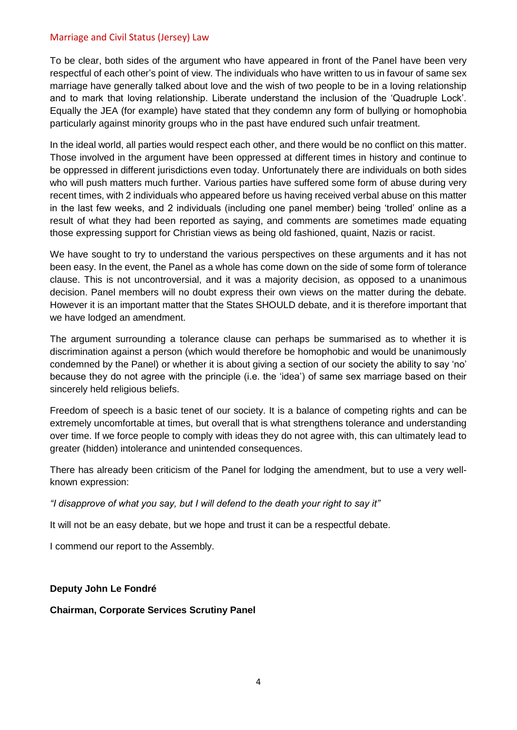To be clear, both sides of the argument who have appeared in front of the Panel have been very respectful of each other's point of view. The individuals who have written to us in favour of same sex marriage have generally talked about love and the wish of two people to be in a loving relationship and to mark that loving relationship. Liberate understand the inclusion of the 'Quadruple Lock'. Equally the JEA (for example) have stated that they condemn any form of bullying or homophobia particularly against minority groups who in the past have endured such unfair treatment.

In the ideal world, all parties would respect each other, and there would be no conflict on this matter. Those involved in the argument have been oppressed at different times in history and continue to be oppressed in different jurisdictions even today. Unfortunately there are individuals on both sides who will push matters much further. Various parties have suffered some form of abuse during very recent times, with 2 individuals who appeared before us having received verbal abuse on this matter in the last few weeks, and 2 individuals (including one panel member) being 'trolled' online as a result of what they had been reported as saying, and comments are sometimes made equating those expressing support for Christian views as being old fashioned, quaint, Nazis or racist.

We have sought to try to understand the various perspectives on these arguments and it has not been easy. In the event, the Panel as a whole has come down on the side of some form of tolerance clause. This is not uncontroversial, and it was a majority decision, as opposed to a unanimous decision. Panel members will no doubt express their own views on the matter during the debate. However it is an important matter that the States SHOULD debate, and it is therefore important that we have lodged an amendment.

The argument surrounding a tolerance clause can perhaps be summarised as to whether it is discrimination against a person (which would therefore be homophobic and would be unanimously condemned by the Panel) or whether it is about giving a section of our society the ability to say 'no' because they do not agree with the principle (i.e. the 'idea') of same sex marriage based on their sincerely held religious beliefs.

Freedom of speech is a basic tenet of our society. It is a balance of competing rights and can be extremely uncomfortable at times, but overall that is what strengthens tolerance and understanding over time. If we force people to comply with ideas they do not agree with, this can ultimately lead to greater (hidden) intolerance and unintended consequences.

There has already been criticism of the Panel for lodging the amendment, but to use a very well-known expression:

*"I disapprove of what you say, but I will defend to the death your right to say it"*

It will not be an easy debate, but we hope and trust it can be a respectful debate.

I commend our report to the Assembly.

**Deputy John Le Fondré**

**Chairman, Corporate Services Scrutiny Panel**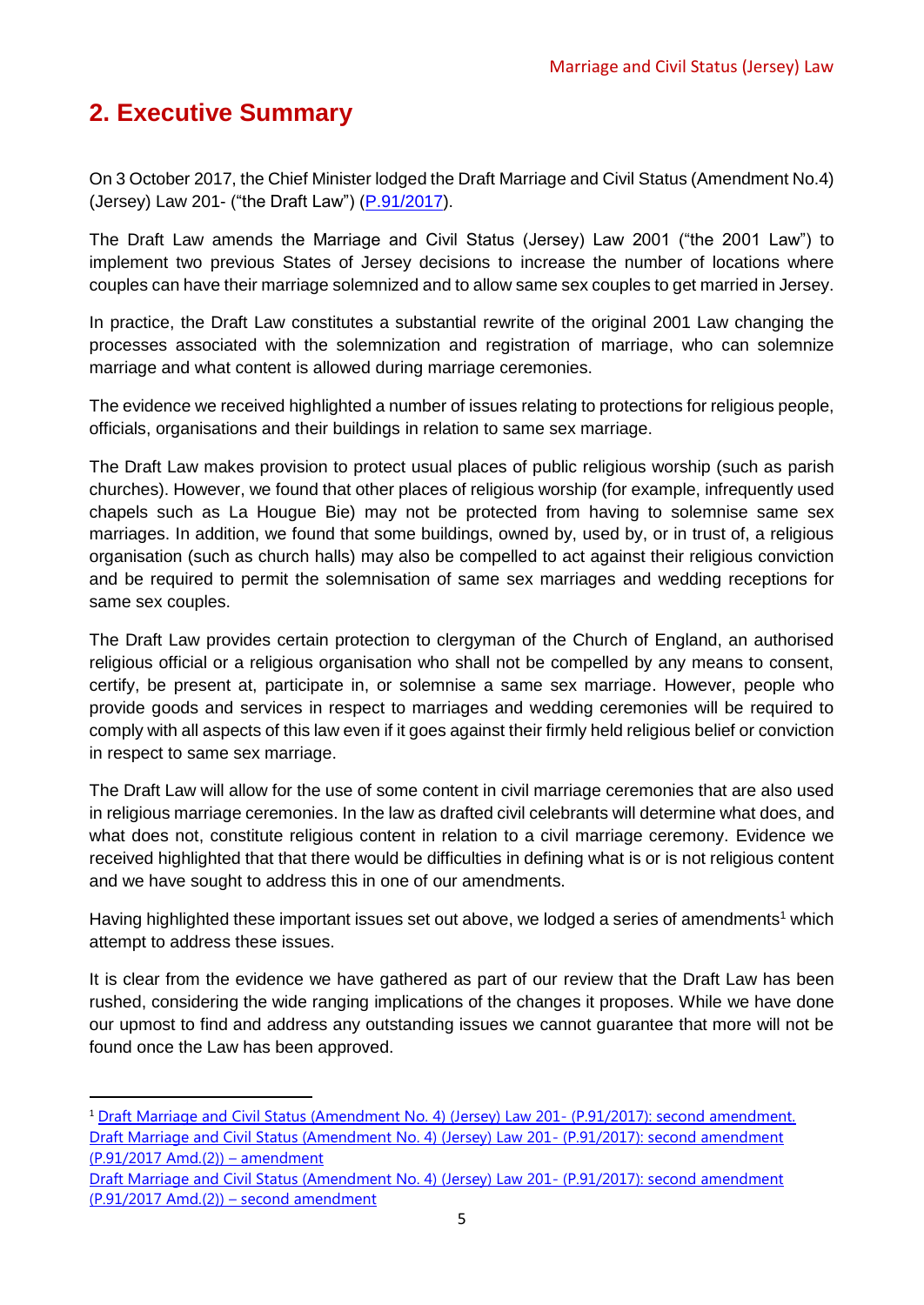## 2. Executive Summary

On 3 October 2017, the Chief Minister lodged the Draft Marriage and Civil Status (Amendment No.4) (Jersey) Law 201- ("the Draft Law") (P.91/2017).

The Draft Law amends the Marriage and Civil Status (Jersey) Law 2001 ("the 2001 Law") to implement two previous States of Jersey decisions to increase the number of locations where couples can have their marriage solemnized and to allow same sex couples to get married in Jersey.

In practice, the Draft Law constitutes a substantial rewrite of the original 2001 Law changing the processes associated with the solemnization and registration of marriage, who can solemnize marriage and what content is allowed during marriage ceremonies.

The evidence we received highlighted a number of issues relating to protections for religious people, officials, organisations and their buildings in relation to same sex marriage.

The Draft Law makes provision to protect usual places of public religious worship (such as parish churches). However, we found that other places of religious worship (for example, infrequently used chapels such as La Hougue Bie) may not be protected from having to solemnise same sex marriages. In addition, we found that some buildings, owned by, used by, or in trust of, a religious organisation (such as church halls) may also be compelled to act against their religious conviction and be required to permit the solemnisation of same sex marriages and wedding receptions for same sex couples.

The Draft Law provides certain protection to clergyman of the Church of England, an authorised religious official or a religious organisation who shall not be compelled by any means to consent, certify, be present at, participate in, or solemnise a same sex marriage. However, people who provide goods and services in respect to marriages and wedding ceremonies will be required to comply with all aspects of this law even if it goes against their firmly held religious belief or conviction in respect to same sex marriage.

The Draft Law will allow for the use of some content in civil marriage ceremonies that are also used in religious marriage ceremonies. In the law as drafted civil celebrants will determine what does, and what does not, constitute religious content in relation to a civil marriage ceremony. Evidence we received highlighted that that there would be difficulties in defining what is or is not religious content and we have sought to address this in one of our amendments.

Having highlighted these important issues set out above, we lodged a series of amendments[1] which attempt to address these issues.

It is clear from the evidence we have gathered as part of our review that the Draft Law has been rushed, considering the wide ranging implications of the changes it proposes. While we have done our upmost to find and address any outstanding issues we cannot guarantee that more will not be found once the Law has been approved.

---

[1] Draft Marriage and Civil Status (Amendment No. 4) (Jersey) Law 201- (P.91/2017): second amendment.
Draft Marriage and Civil Status (Amendment No. 4) (Jersey) Law 201- (P.91/2017): second amendment (P.91/2017 Amd.(2)) – amendment
Draft Marriage and Civil Status (Amendment No. 4) (Jersey) Law 201- (P.91/2017): second amendment (P.91/2017 Amd.(2)) – second amendment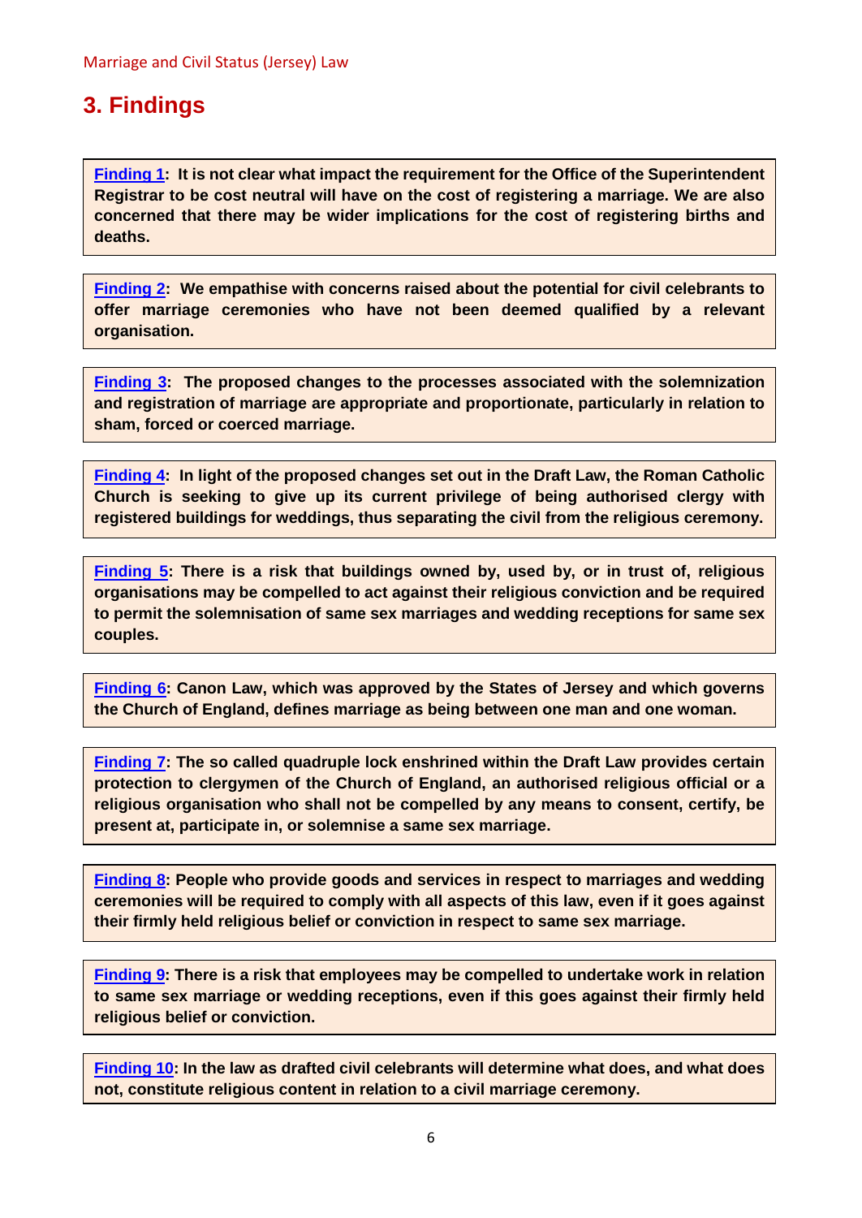# 3. Findings

**Finding 1: It is not clear what impact the requirement for the Office of the Superintendent Registrar to be cost neutral will have on the cost of registering a marriage. We are also concerned that there may be wider implications for the cost of registering births and deaths.**

**Finding 2: We empathise with concerns raised about the potential for civil celebrants to offer marriage ceremonies who have not been deemed qualified by a relevant organisation.**

**Finding 3: The proposed changes to the processes associated with the solemnization and registration of marriage are appropriate and proportionate, particularly in relation to sham, forced or coerced marriage.**

**Finding 4: In light of the proposed changes set out in the Draft Law, the Roman Catholic Church is seeking to give up its current privilege of being authorised clergy with registered buildings for weddings, thus separating the civil from the religious ceremony.**

**Finding 5: There is a risk that buildings owned by, used by, or in trust of, religious organisations may be compelled to act against their religious conviction and be required to permit the solemnisation of same sex marriages and wedding receptions for same sex couples.**

**Finding 6: Canon Law, which was approved by the States of Jersey and which governs the Church of England, defines marriage as being between one man and one woman.**

**Finding 7: The so called quadruple lock enshrined within the Draft Law provides certain protection to clergymen of the Church of England, an authorised religious official or a religious organisation who shall not be compelled by any means to consent, certify, be present at, participate in, or solemnise a same sex marriage.**

**Finding 8: People who provide goods and services in respect to marriages and wedding ceremonies will be required to comply with all aspects of this law, even if it goes against their firmly held religious belief or conviction in respect to same sex marriage.**

**Finding 9: There is a risk that employees may be compelled to undertake work in relation to same sex marriage or wedding receptions, even if this goes against their firmly held religious belief or conviction.**

**Finding 10: In the law as drafted civil celebrants will determine what does, and what does not, constitute religious content in relation to a civil marriage ceremony.**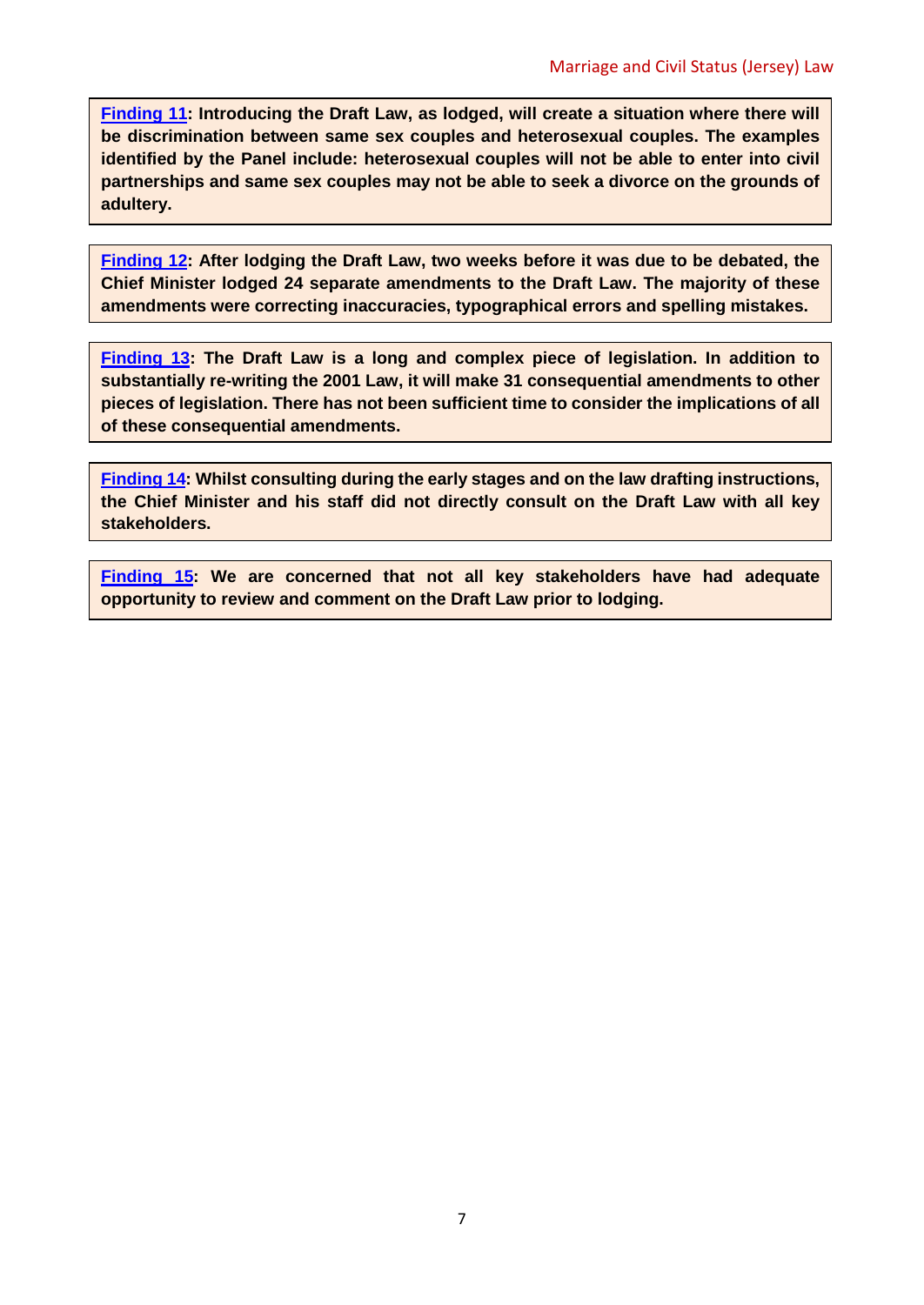**Finding 11: Introducing the Draft Law, as lodged, will create a situation where there will be discrimination between same sex couples and heterosexual couples. The examples identified by the Panel include: heterosexual couples will not be able to enter into civil partnerships and same sex couples may not be able to seek a divorce on the grounds of adultery.**

**Finding 12: After lodging the Draft Law, two weeks before it was due to be debated, the Chief Minister lodged 24 separate amendments to the Draft Law. The majority of these amendments were correcting inaccuracies, typographical errors and spelling mistakes.**

**Finding 13: The Draft Law is a long and complex piece of legislation. In addition to substantially re-writing the 2001 Law, it will make 31 consequential amendments to other pieces of legislation. There has not been sufficient time to consider the implications of all of these consequential amendments.**

**Finding 14: Whilst consulting during the early stages and on the law drafting instructions, the Chief Minister and his staff did not directly consult on the Draft Law with all key stakeholders.**

**Finding 15: We are concerned that not all key stakeholders have had adequate opportunity to review and comment on the Draft Law prior to lodging.**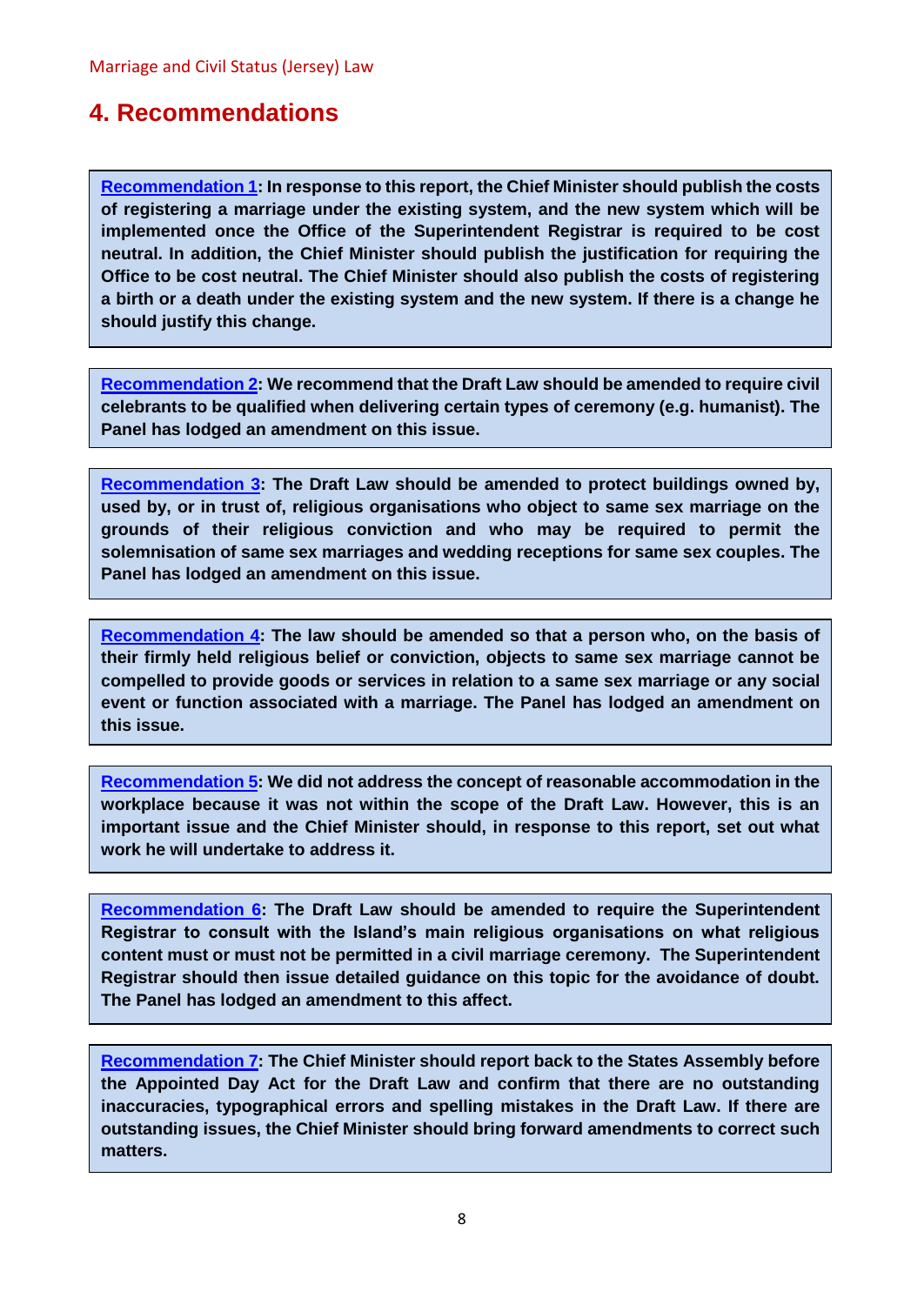## 4. Recommendations

**Recommendation 1: In response to this report, the Chief Minister should publish the costs of registering a marriage under the existing system, and the new system which will be implemented once the Office of the Superintendent Registrar is required to be cost neutral. In addition, the Chief Minister should publish the justification for requiring the Office to be cost neutral. The Chief Minister should also publish the costs of registering a birth or a death under the existing system and the new system. If there is a change he should justify this change.**

**Recommendation 2: We recommend that the Draft Law should be amended to require civil celebrants to be qualified when delivering certain types of ceremony (e.g. humanist). The Panel has lodged an amendment on this issue.**

**Recommendation 3: The Draft Law should be amended to protect buildings owned by, used by, or in trust of, religious organisations who object to same sex marriage on the grounds of their religious conviction and who may be required to permit the solemnisation of same sex marriages and wedding receptions for same sex couples. The Panel has lodged an amendment on this issue.**

**Recommendation 4: The law should be amended so that a person who, on the basis of their firmly held religious belief or conviction, objects to same sex marriage cannot be compelled to provide goods or services in relation to a same sex marriage or any social event or function associated with a marriage. The Panel has lodged an amendment on this issue.**

**Recommendation 5: We did not address the concept of reasonable accommodation in the workplace because it was not within the scope of the Draft Law. However, this is an important issue and the Chief Minister should, in response to this report, set out what work he will undertake to address it.**

**Recommendation 6: The Draft Law should be amended to require the Superintendent Registrar to consult with the Island's main religious organisations on what religious content must or must not be permitted in a civil marriage ceremony. The Superintendent Registrar should then issue detailed guidance on this topic for the avoidance of doubt. The Panel has lodged an amendment to this affect.**

**Recommendation 7: The Chief Minister should report back to the States Assembly before the Appointed Day Act for the Draft Law and confirm that there are no outstanding inaccuracies, typographical errors and spelling mistakes in the Draft Law. If there are outstanding issues, the Chief Minister should bring forward amendments to correct such matters.**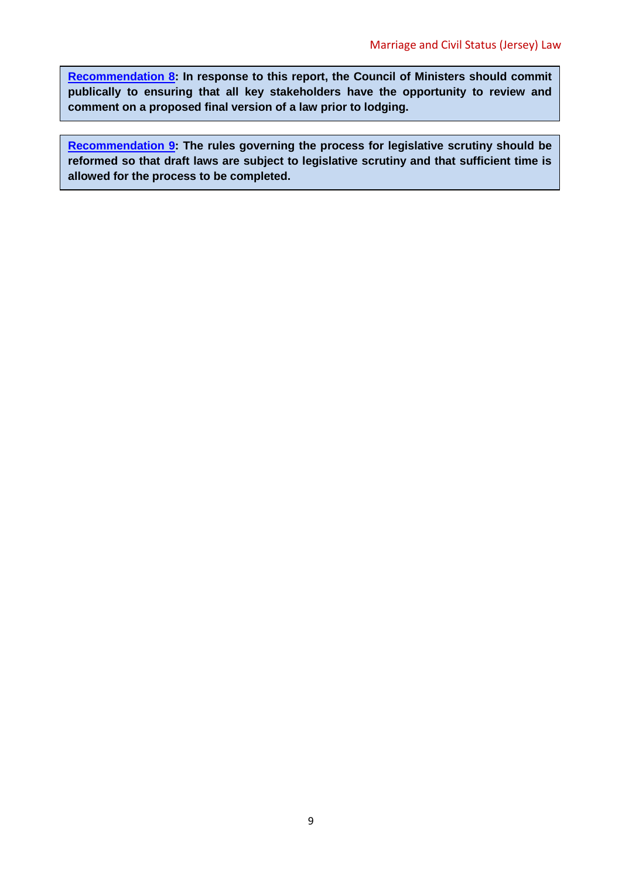**Recommendation 8: In response to this report, the Council of Ministers should commit publically to ensuring that all key stakeholders have the opportunity to review and comment on a proposed final version of a law prior to lodging.**

**Recommendation 9: The rules governing the process for legislative scrutiny should be reformed so that draft laws are subject to legislative scrutiny and that sufficient time is allowed for the process to be completed.**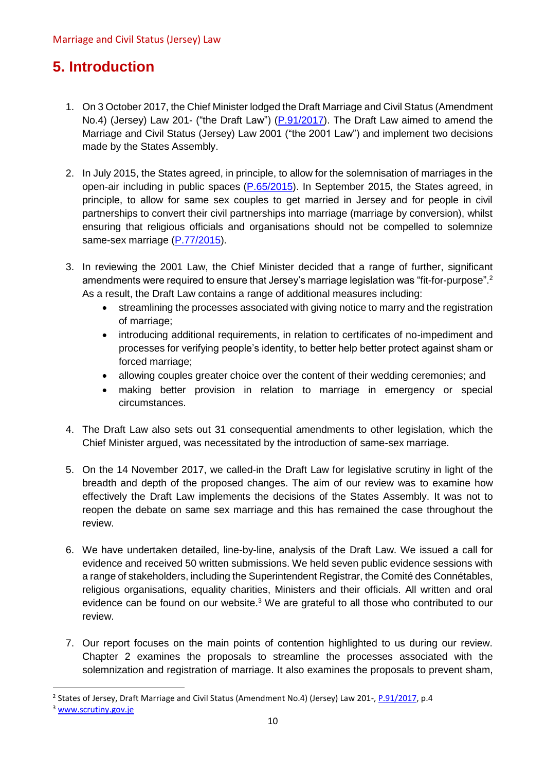# 5. Introduction

1. On 3 October 2017, the Chief Minister lodged the Draft Marriage and Civil Status (Amendment No.4) (Jersey) Law 201- ("the Draft Law") (P.91/2017). The Draft Law aimed to amend the Marriage and Civil Status (Jersey) Law 2001 ("the 2001 Law") and implement two decisions made by the States Assembly.

2. In July 2015, the States agreed, in principle, to allow for the solemnisation of marriages in the open-air including in public spaces (P.65/2015). In September 2015, the States agreed, in principle, to allow for same sex couples to get married in Jersey and for people in civil partnerships to convert their civil partnerships into marriage (marriage by conversion), whilst ensuring that religious officials and organisations should not be compelled to solemnize same-sex marriage (P.77/2015).

3. In reviewing the 2001 Law, the Chief Minister decided that a range of further, significant amendments were required to ensure that Jersey's marriage legislation was "fit-for-purpose".[2] As a result, the Draft Law contains a range of additional measures including:
   - streamlining the processes associated with giving notice to marry and the registration of marriage;
   - introducing additional requirements, in relation to certificates of no-impediment and processes for verifying people's identity, to better help better protect against sham or forced marriage;
   - allowing couples greater choice over the content of their wedding ceremonies; and
   - making better provision in relation to marriage in emergency or special circumstances.

4. The Draft Law also sets out 31 consequential amendments to other legislation, which the Chief Minister argued, was necessitated by the introduction of same-sex marriage.

5. On the 14 November 2017, we called-in the Draft Law for legislative scrutiny in light of the breadth and depth of the proposed changes. The aim of our review was to examine how effectively the Draft Law implements the decisions of the States Assembly. It was not to reopen the debate on same sex marriage and this has remained the case throughout the review.

6. We have undertaken detailed, line-by-line, analysis of the Draft Law. We issued a call for evidence and received 50 written submissions. We held seven public evidence sessions with a range of stakeholders, including the Superintendent Registrar, the Comité des Connétables, religious organisations, equality charities, Ministers and their officials. All written and oral evidence can be found on our website.[3] We are grateful to all those who contributed to our review.

7. Our report focuses on the main points of contention highlighted to us during our review. Chapter 2 examines the proposals to streamline the processes associated with the solemnization and registration of marriage. It also examines the proposals to prevent sham,

---

[2] States of Jersey, Draft Marriage and Civil Status (Amendment No.4) (Jersey) Law 201-, P.91/2017, p.4

[3] www.scrutiny.gov.je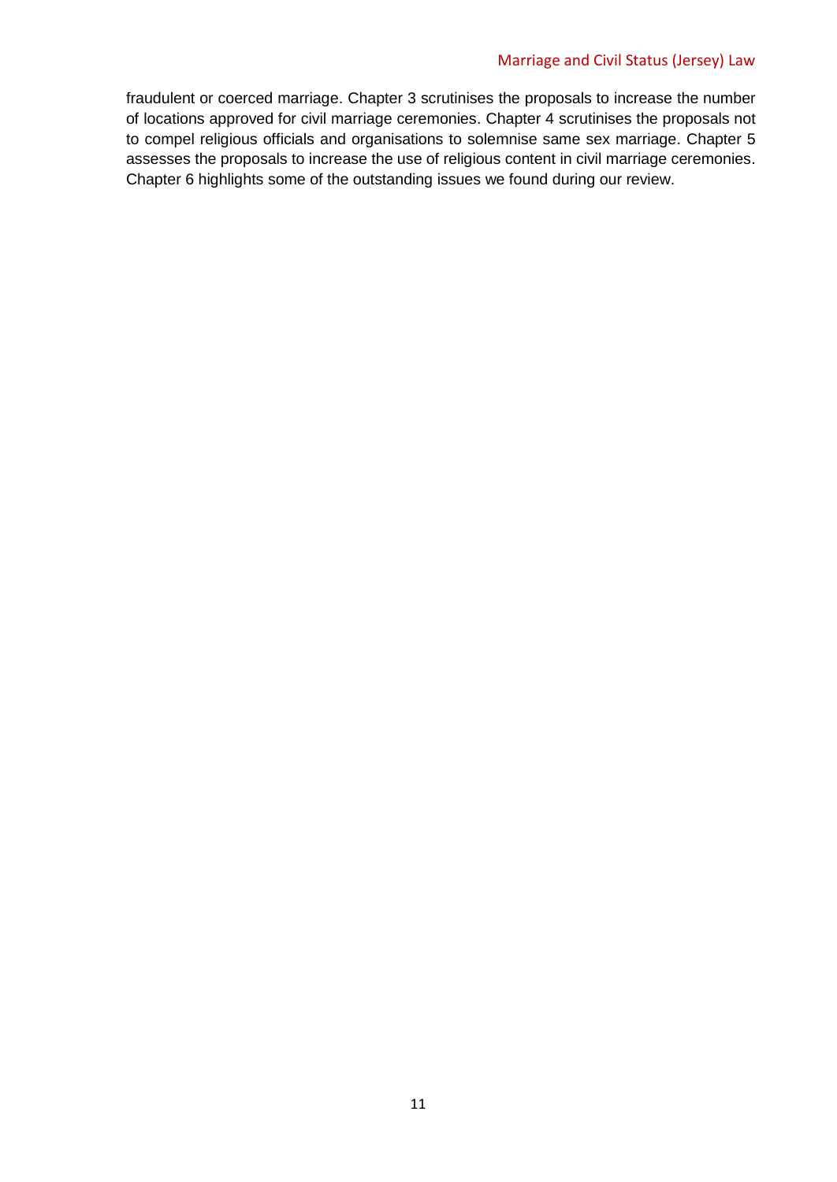fraudulent or coerced marriage. Chapter 3 scrutinises the proposals to increase the number of locations approved for civil marriage ceremonies. Chapter 4 scrutinises the proposals not to compel religious officials and organisations to solemnise same sex marriage. Chapter 5 assesses the proposals to increase the use of religious content in civil marriage ceremonies. Chapter 6 highlights some of the outstanding issues we found during our review.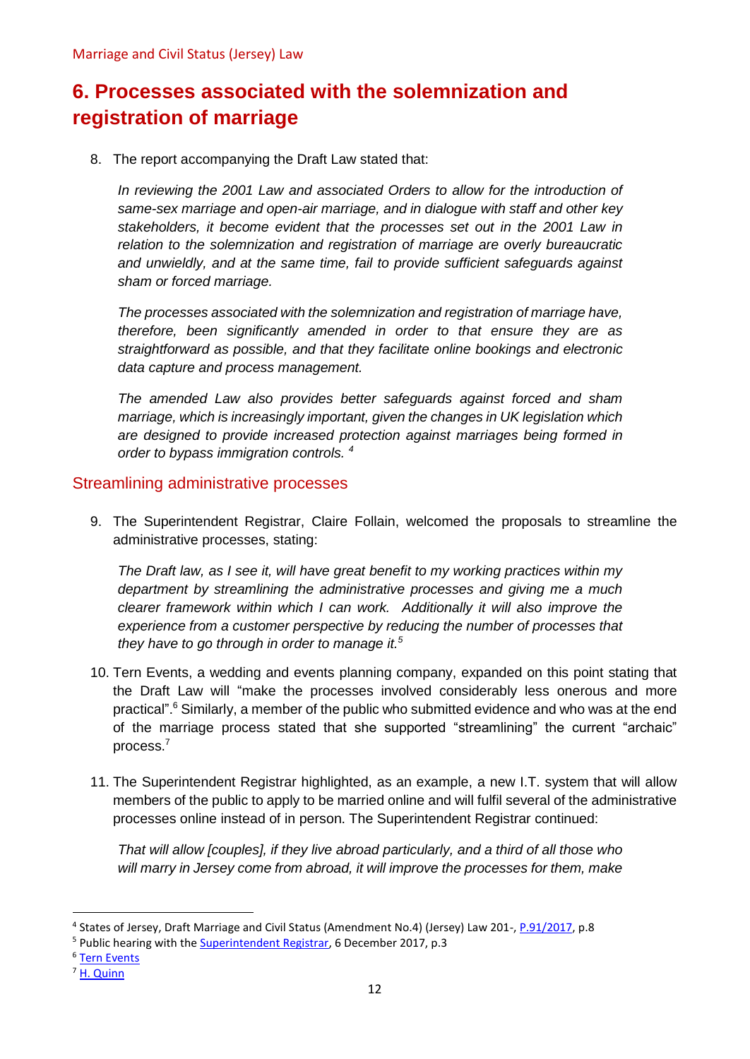# 6. Processes associated with the solemnization and registration of marriage

8. The report accompanying the Draft Law stated that:

   *In reviewing the 2001 Law and associated Orders to allow for the introduction of same-sex marriage and open-air marriage, and in dialogue with staff and other key stakeholders, it become evident that the processes set out in the 2001 Law in relation to the solemnization and registration of marriage are overly bureaucratic and unwieldy, and at the same time, fail to provide sufficient safeguards against sham or forced marriage.*

   *The processes associated with the solemnization and registration of marriage have, therefore, been significantly amended in order to that ensure they are as straightforward as possible, and that they facilitate online bookings and electronic data capture and process management.*

   *The amended Law also provides better safeguards against forced and sham marriage, which is increasingly important, given the changes in UK legislation which are designed to provide increased protection against marriages being formed in order to bypass immigration controls.* [4]

## Streamlining administrative processes

9. The Superintendent Registrar, Claire Follain, welcomed the proposals to streamline the administrative processes, stating:

   *The Draft law, as I see it, will have great benefit to my working practices within my department by streamlining the administrative processes and giving me a much clearer framework within which I can work. Additionally it will also improve the experience from a customer perspective by reducing the number of processes that they have to go through in order to manage it.*[5]

10. Tern Events, a wedding and events planning company, expanded on this point stating that the Draft Law will "make the processes involved considerably less onerous and more practical".[6] Similarly, a member of the public who submitted evidence and who was at the end of the marriage process stated that she supported "streamlining" the current "archaic" process.[7]

11. The Superintendent Registrar highlighted, as an example, a new I.T. system that will allow members of the public to apply to be married online and will fulfil several of the administrative processes online instead of in person. The Superintendent Registrar continued:

   *That will allow [couples], if they live abroad particularly, and a third of all those who will marry in Jersey come from abroad, it will improve the processes for them, make*

---

[4] States of Jersey, Draft Marriage and Civil Status (Amendment No.4) (Jersey) Law 201-, P.91/2017, p.8

[5] Public hearing with the Superintendent Registrar, 6 December 2017, p.3

[6] Tern Events

[7] H. Quinn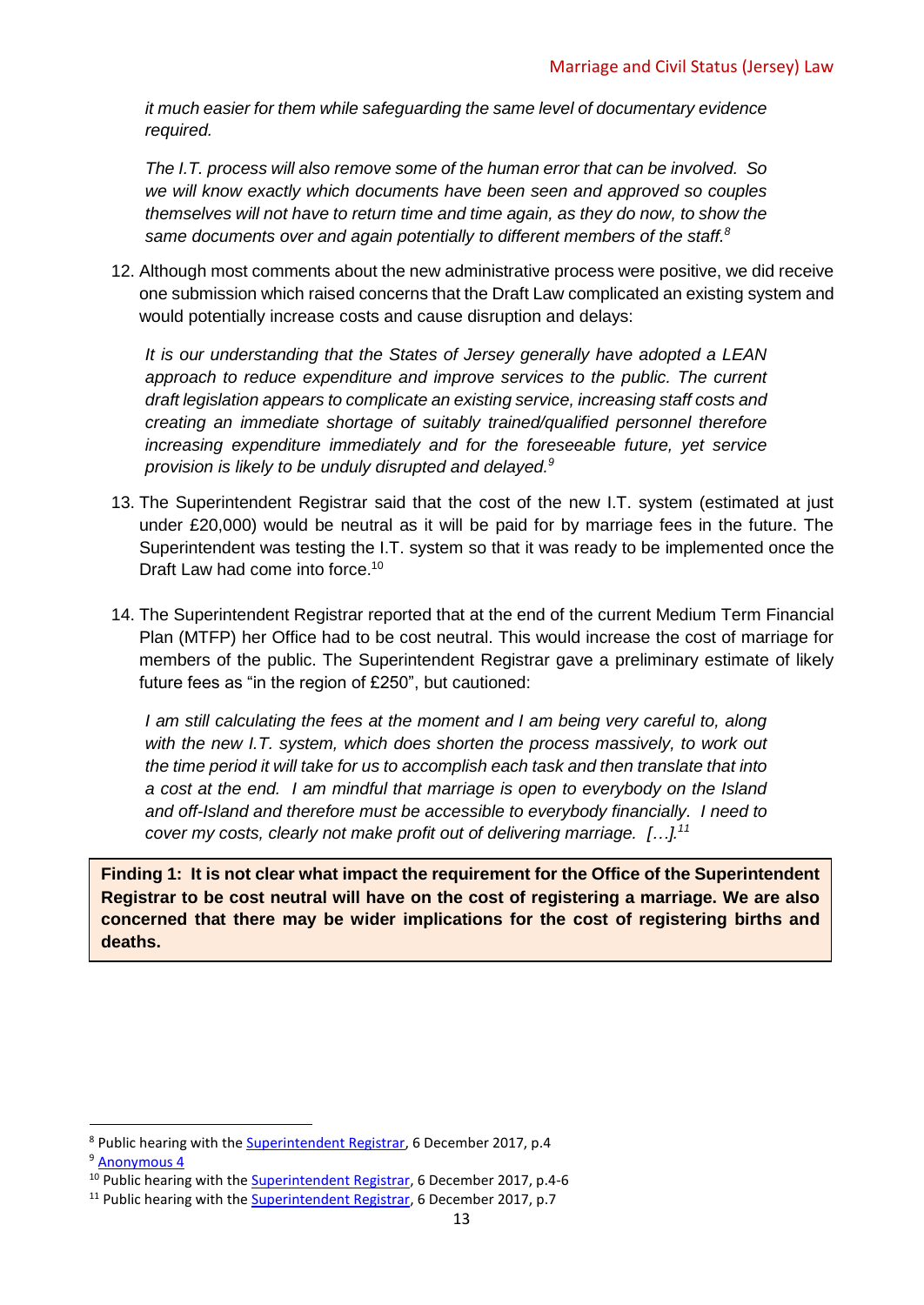*it much easier for them while safeguarding the same level of documentary evidence required.*

*The I.T. process will also remove some of the human error that can be involved. So we will know exactly which documents have been seen and approved so couples themselves will not have to return time and time again, as they do now, to show the same documents over and again potentially to different members of the staff.*[8]

12. Although most comments about the new administrative process were positive, we did receive one submission which raised concerns that the Draft Law complicated an existing system and would potentially increase costs and cause disruption and delays:

*It is our understanding that the States of Jersey generally have adopted a LEAN approach to reduce expenditure and improve services to the public. The current draft legislation appears to complicate an existing service, increasing staff costs and creating an immediate shortage of suitably trained/qualified personnel therefore increasing expenditure immediately and for the foreseeable future, yet service provision is likely to be unduly disrupted and delayed.*[9]

13. The Superintendent Registrar said that the cost of the new I.T. system (estimated at just under £20,000) would be neutral as it will be paid for by marriage fees in the future. The Superintendent was testing the I.T. system so that it was ready to be implemented once the Draft Law had come into force.[10]

14. The Superintendent Registrar reported that at the end of the current Medium Term Financial Plan (MTFP) her Office had to be cost neutral. This would increase the cost of marriage for members of the public. The Superintendent Registrar gave a preliminary estimate of likely future fees as "in the region of £250", but cautioned:

*I am still calculating the fees at the moment and I am being very careful to, along with the new I.T. system, which does shorten the process massively, to work out the time period it will take for us to accomplish each task and then translate that into a cost at the end. I am mindful that marriage is open to everybody on the Island and off-Island and therefore must be accessible to everybody financially. I need to cover my costs, clearly not make profit out of delivering marriage. […].*[11]

**Finding 1: It is not clear what impact the requirement for the Office of the Superintendent Registrar to be cost neutral will have on the cost of registering a marriage. We are also concerned that there may be wider implications for the cost of registering births and deaths.**

---

[8] Public hearing with the Superintendent Registrar, 6 December 2017, p.4

[9] Anonymous 4

[10] Public hearing with the Superintendent Registrar, 6 December 2017, p.4-6

[11] Public hearing with the Superintendent Registrar, 6 December 2017, p.7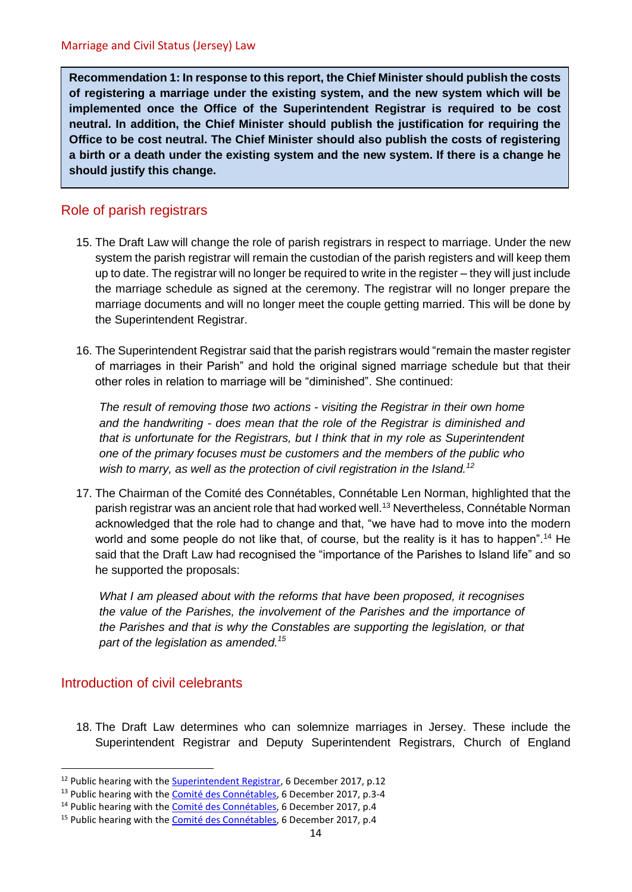**Recommendation 1: In response to this report, the Chief Minister should publish the costs of registering a marriage under the existing system, and the new system which will be implemented once the Office of the Superintendent Registrar is required to be cost neutral. In addition, the Chief Minister should publish the justification for requiring the Office to be cost neutral. The Chief Minister should also publish the costs of registering a birth or a death under the existing system and the new system. If there is a change he should justify this change.**

## Role of parish registrars

15. The Draft Law will change the role of parish registrars in respect to marriage. Under the new system the parish registrar will remain the custodian of the parish registers and will keep them up to date. The registrar will no longer be required to write in the register – they will just include the marriage schedule as signed at the ceremony. The registrar will no longer prepare the marriage documents and will no longer meet the couple getting married. This will be done by the Superintendent Registrar.

16. The Superintendent Registrar said that the parish registrars would "remain the master register of marriages in their Parish" and hold the original signed marriage schedule but that their other roles in relation to marriage will be "diminished". She continued:

    *The result of removing those two actions - visiting the Registrar in their own home and the handwriting - does mean that the role of the Registrar is diminished and that is unfortunate for the Registrars, but I think that in my role as Superintendent one of the primary focuses must be customers and the members of the public who wish to marry, as well as the protection of civil registration in the Island.*[12]

17. The Chairman of the Comité des Connétables, Connétable Len Norman, highlighted that the parish registrar was an ancient role that had worked well.[13] Nevertheless, Connétable Norman acknowledged that the role had to change and that, "we have had to move into the modern world and some people do not like that, of course, but the reality is it has to happen".[14] He said that the Draft Law had recognised the "importance of the Parishes to Island life" and so he supported the proposals:

    *What I am pleased about with the reforms that have been proposed, it recognises the value of the Parishes, the involvement of the Parishes and the importance of the Parishes and that is why the Constables are supporting the legislation, or that part of the legislation as amended.*[15]

## Introduction of civil celebrants

18. The Draft Law determines who can solemnize marriages in Jersey. These include the Superintendent Registrar and Deputy Superintendent Registrars, Church of England

---

[12] Public hearing with the Superintendent Registrar, 6 December 2017, p.12

[13] Public hearing with the Comité des Connétables, 6 December 2017, p.3-4

[14] Public hearing with the Comité des Connétables, 6 December 2017, p.4

[15] Public hearing with the Comité des Connétables, 6 December 2017, p.4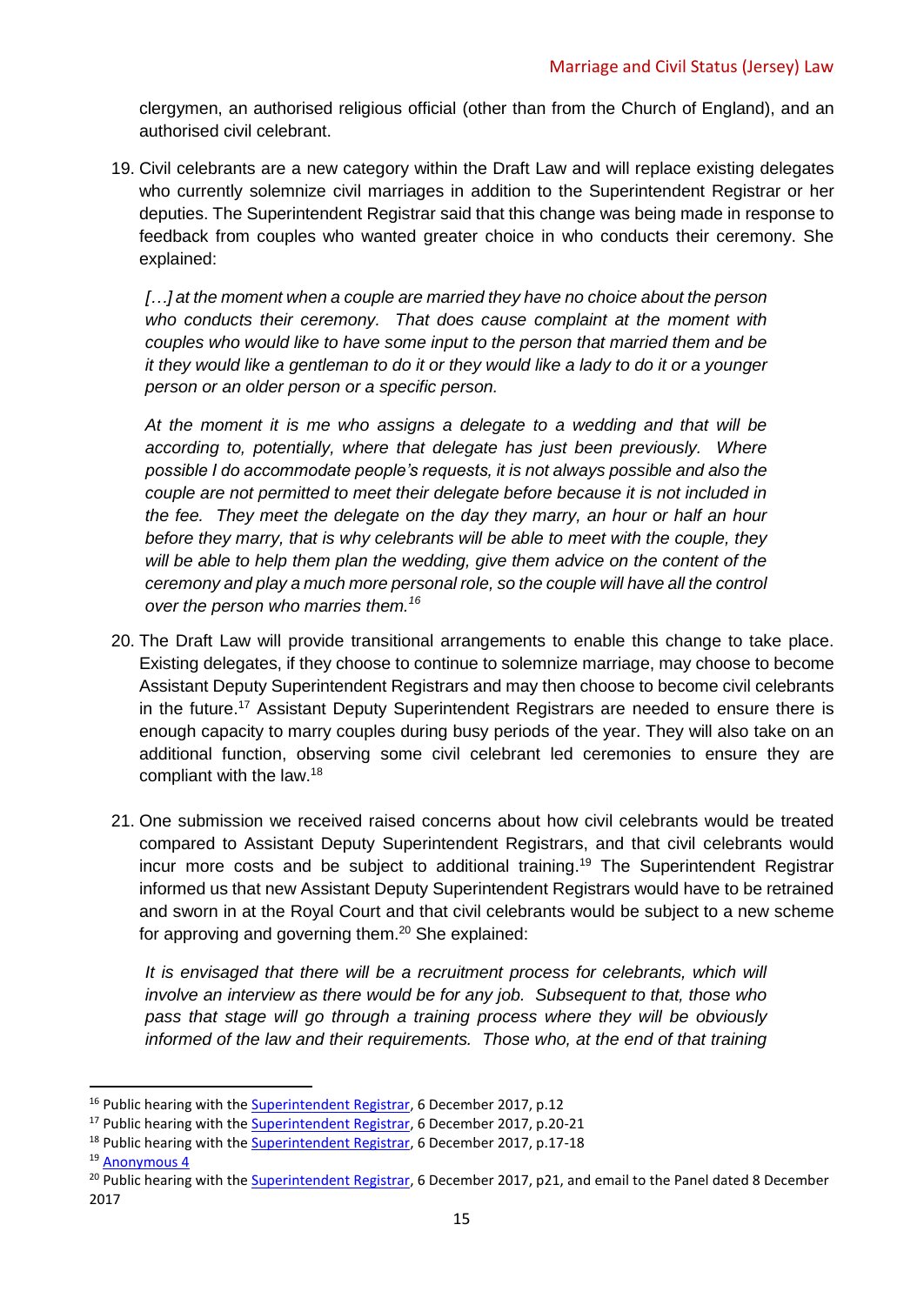clergymen, an authorised religious official (other than from the Church of England), and an authorised civil celebrant.

19. Civil celebrants are a new category within the Draft Law and will replace existing delegates who currently solemnize civil marriages in addition to the Superintendent Registrar or her deputies. The Superintendent Registrar said that this change was being made in response to feedback from couples who wanted greater choice in who conducts their ceremony. She explained:

    *[…] at the moment when a couple are married they have no choice about the person who conducts their ceremony. That does cause complaint at the moment with couples who would like to have some input to the person that married them and be it they would like a gentleman to do it or they would like a lady to do it or a younger person or an older person or a specific person.*

    *At the moment it is me who assigns a delegate to a wedding and that will be according to, potentially, where that delegate has just been previously. Where possible I do accommodate people's requests, it is not always possible and also the couple are not permitted to meet their delegate before because it is not included in the fee. They meet the delegate on the day they marry, an hour or half an hour before they marry, that is why celebrants will be able to meet with the couple, they will be able to help them plan the wedding, give them advice on the content of the ceremony and play a much more personal role, so the couple will have all the control over the person who marries them.*[16]

20. The Draft Law will provide transitional arrangements to enable this change to take place. Existing delegates, if they choose to continue to solemnize marriage, may choose to become Assistant Deputy Superintendent Registrars and may then choose to become civil celebrants in the future.[17] Assistant Deputy Superintendent Registrars are needed to ensure there is enough capacity to marry couples during busy periods of the year. They will also take on an additional function, observing some civil celebrant led ceremonies to ensure they are compliant with the law.[18]

21. One submission we received raised concerns about how civil celebrants would be treated compared to Assistant Deputy Superintendent Registrars, and that civil celebrants would incur more costs and be subject to additional training.[19] The Superintendent Registrar informed us that new Assistant Deputy Superintendent Registrars would have to be retrained and sworn in at the Royal Court and that civil celebrants would be subject to a new scheme for approving and governing them.[20] She explained:

    *It is envisaged that there will be a recruitment process for celebrants, which will involve an interview as there would be for any job. Subsequent to that, those who pass that stage will go through a training process where they will be obviously informed of the law and their requirements. Those who, at the end of that training*

---

[16] Public hearing with the Superintendent Registrar, 6 December 2017, p.12

[17] Public hearing with the Superintendent Registrar, 6 December 2017, p.20-21

[18] Public hearing with the Superintendent Registrar, 6 December 2017, p.17-18

[19] Anonymous 4

[20] Public hearing with the Superintendent Registrar, 6 December 2017, p21, and email to the Panel dated 8 December 2017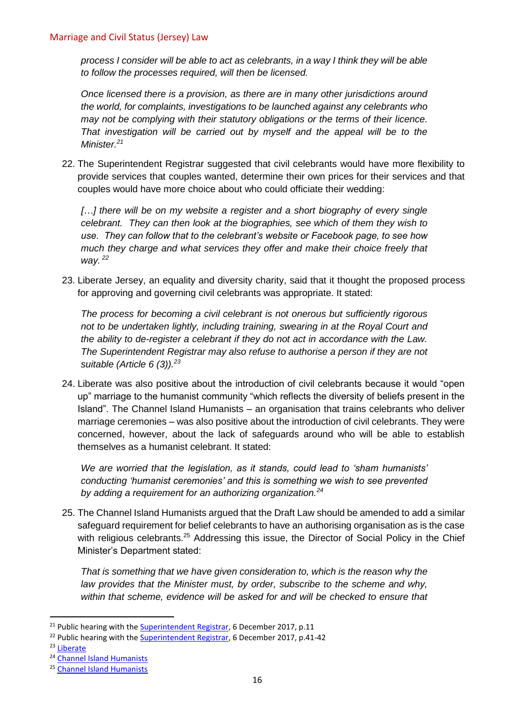*process I consider will be able to act as celebrants, in a way I think they will be able to follow the processes required, will then be licensed.*

*Once licensed there is a provision, as there are in many other jurisdictions around the world, for complaints, investigations to be launched against any celebrants who may not be complying with their statutory obligations or the terms of their licence. That investigation will be carried out by myself and the appeal will be to the Minister.*[21]

22. The Superintendent Registrar suggested that civil celebrants would have more flexibility to provide services that couples wanted, determine their own prices for their services and that couples would have more choice about who could officiate their wedding:

*[…] there will be on my website a register and a short biography of every single celebrant. They can then look at the biographies, see which of them they wish to use. They can follow that to the celebrant's website or Facebook page, to see how much they charge and what services they offer and make their choice freely that way.* [22]

23. Liberate Jersey, an equality and diversity charity, said that it thought the proposed process for approving and governing civil celebrants was appropriate. It stated:

*The process for becoming a civil celebrant is not onerous but sufficiently rigorous not to be undertaken lightly, including training, swearing in at the Royal Court and the ability to de-register a celebrant if they do not act in accordance with the Law. The Superintendent Registrar may also refuse to authorise a person if they are not suitable (Article 6 (3)).*[23]

24. Liberate was also positive about the introduction of civil celebrants because it would "open up" marriage to the humanist community "which reflects the diversity of beliefs present in the Island". The Channel Island Humanists – an organisation that trains celebrants who deliver marriage ceremonies – was also positive about the introduction of civil celebrants. They were concerned, however, about the lack of safeguards around who will be able to establish themselves as a humanist celebrant. It stated:

*We are worried that the legislation, as it stands, could lead to 'sham humanists' conducting 'humanist ceremonies' and this is something we wish to see prevented by adding a requirement for an authorizing organization.*[24]

25. The Channel Island Humanists argued that the Draft Law should be amended to add a similar safeguard requirement for belief celebrants to have an authorising organisation as is the case with religious celebrants.[25] Addressing this issue, the Director of Social Policy in the Chief Minister's Department stated:

*That is something that we have given consideration to, which is the reason why the law provides that the Minister must, by order, subscribe to the scheme and why, within that scheme, evidence will be asked for and will be checked to ensure that*

---

[21] Public hearing with the Superintendent Registrar, 6 December 2017, p.11

[22] Public hearing with the Superintendent Registrar, 6 December 2017, p.41-42

[23] Liberate

[24] Channel Island Humanists

[25] Channel Island Humanists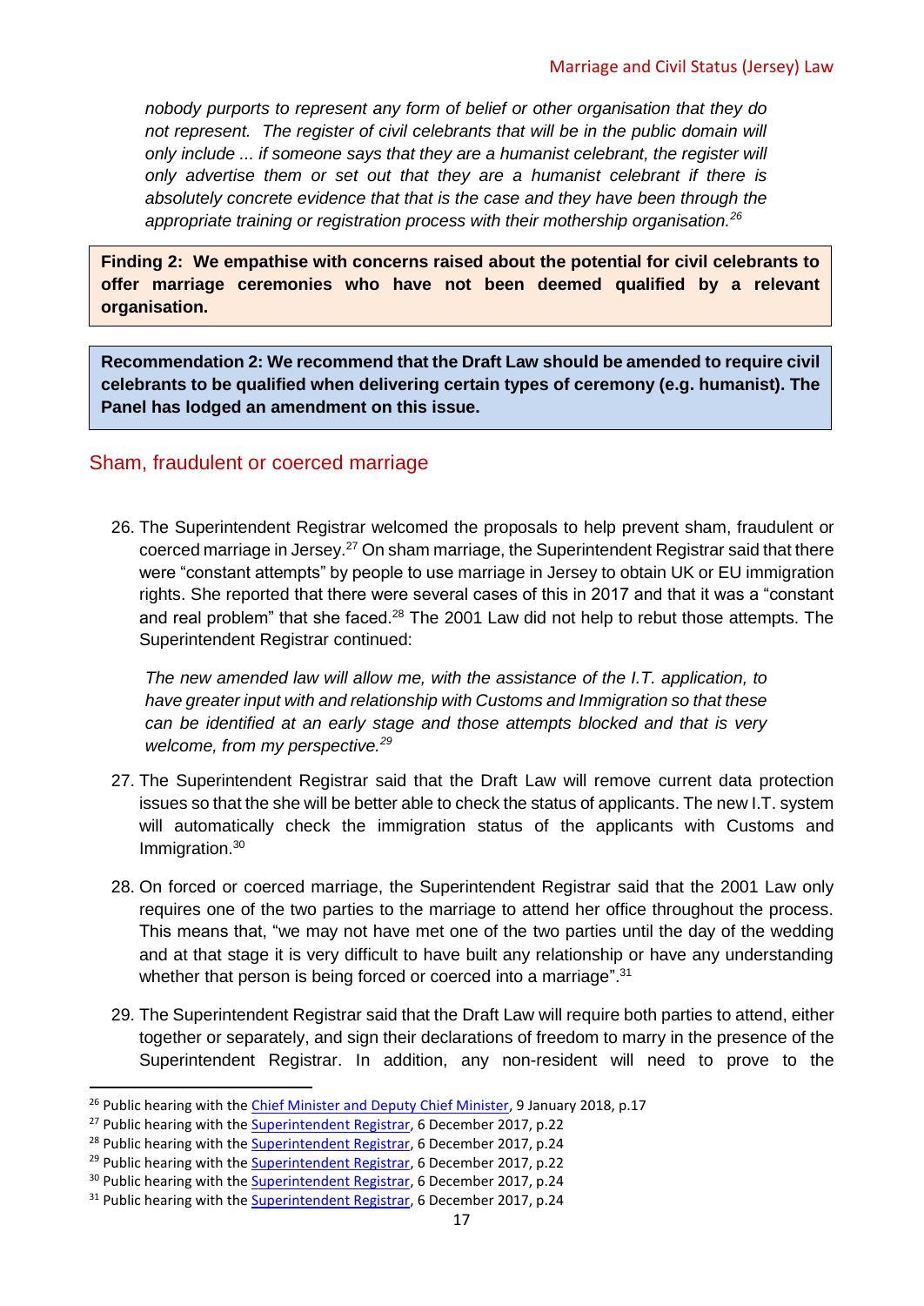*nobody purports to represent any form of belief or other organisation that they do not represent. The register of civil celebrants that will be in the public domain will only include ... if someone says that they are a humanist celebrant, the register will only advertise them or set out that they are a humanist celebrant if there is absolutely concrete evidence that that is the case and they have been through the appropriate training or registration process with their mothership organisation.*[26]

**Finding 2: We empathise with concerns raised about the potential for civil celebrants to offer marriage ceremonies who have not been deemed qualified by a relevant organisation.**

**Recommendation 2: We recommend that the Draft Law should be amended to require civil celebrants to be qualified when delivering certain types of ceremony (e.g. humanist). The Panel has lodged an amendment on this issue.**

## Sham, fraudulent or coerced marriage

26. The Superintendent Registrar welcomed the proposals to help prevent sham, fraudulent or coerced marriage in Jersey.[27] On sham marriage, the Superintendent Registrar said that there were "constant attempts" by people to use marriage in Jersey to obtain UK or EU immigration rights. She reported that there were several cases of this in 2017 and that it was a "constant and real problem" that she faced.[28] The 2001 Law did not help to rebut those attempts. The Superintendent Registrar continued:

    *The new amended law will allow me, with the assistance of the I.T. application, to have greater input with and relationship with Customs and Immigration so that these can be identified at an early stage and those attempts blocked and that is very welcome, from my perspective.*[29]

27. The Superintendent Registrar said that the Draft Law will remove current data protection issues so that the she will be better able to check the status of applicants. The new I.T. system will automatically check the immigration status of the applicants with Customs and Immigration.[30]

28. On forced or coerced marriage, the Superintendent Registrar said that the 2001 Law only requires one of the two parties to the marriage to attend her office throughout the process. This means that, "we may not have met one of the two parties until the day of the wedding and at that stage it is very difficult to have built any relationship or have any understanding whether that person is being forced or coerced into a marriage".[31]

29. The Superintendent Registrar said that the Draft Law will require both parties to attend, either together or separately, and sign their declarations of freedom to marry in the presence of the Superintendent Registrar. In addition, any non-resident will need to prove to the

---

[26] Public hearing with the Chief Minister and Deputy Chief Minister, 9 January 2018, p.17

[27] Public hearing with the Superintendent Registrar, 6 December 2017, p.22

[28] Public hearing with the Superintendent Registrar, 6 December 2017, p.24

[29] Public hearing with the Superintendent Registrar, 6 December 2017, p.22

[30] Public hearing with the Superintendent Registrar, 6 December 2017, p.24

[31] Public hearing with the Superintendent Registrar, 6 December 2017, p.24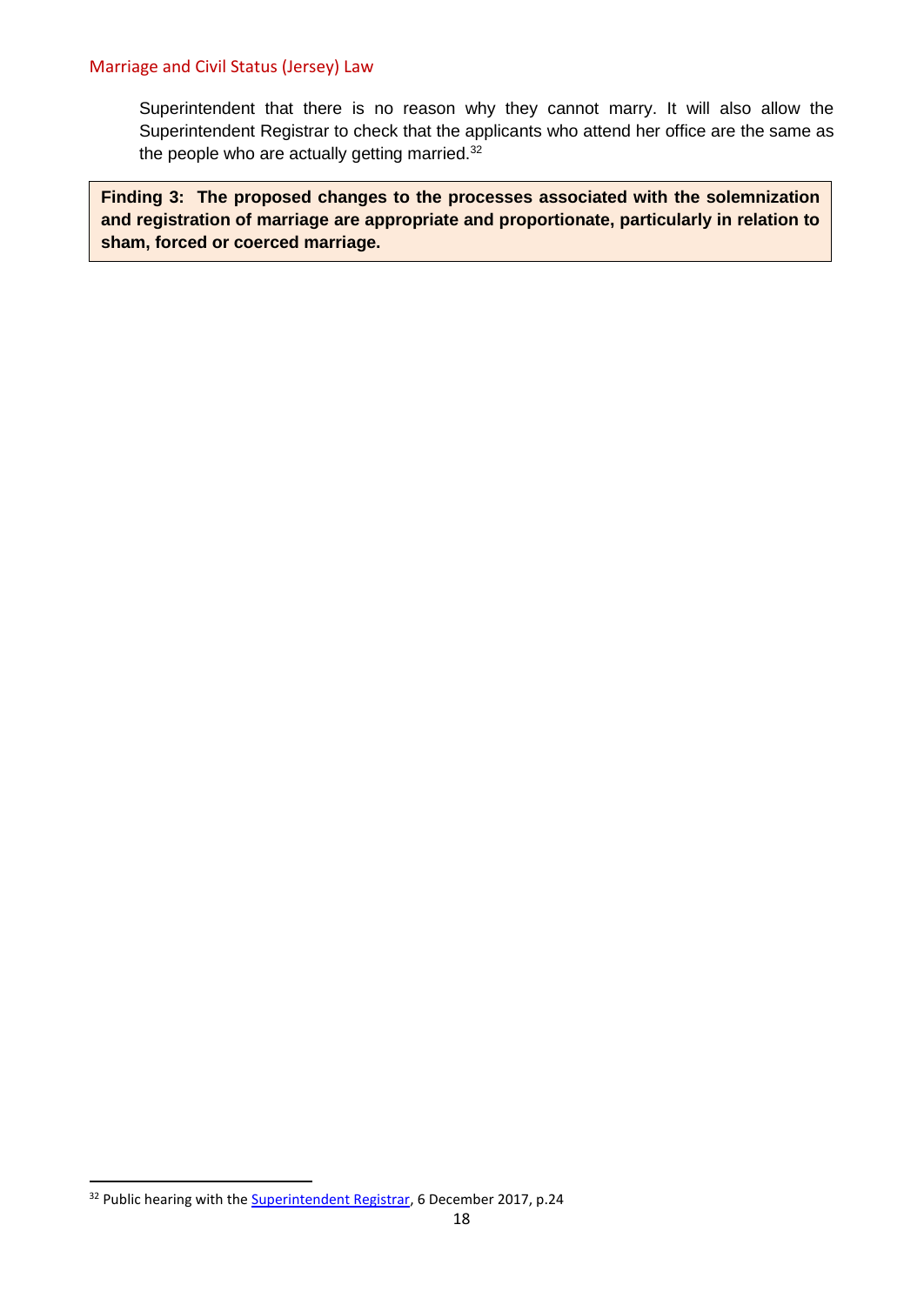Superintendent that there is no reason why they cannot marry. It will also allow the Superintendent Registrar to check that the applicants who attend her office are the same as the people who are actually getting married.[32]

**Finding 3: The proposed changes to the processes associated with the solemnization and registration of marriage are appropriate and proportionate, particularly in relation to sham, forced or coerced marriage.**

[32] Public hearing with the Superintendent Registrar, 6 December 2017, p.24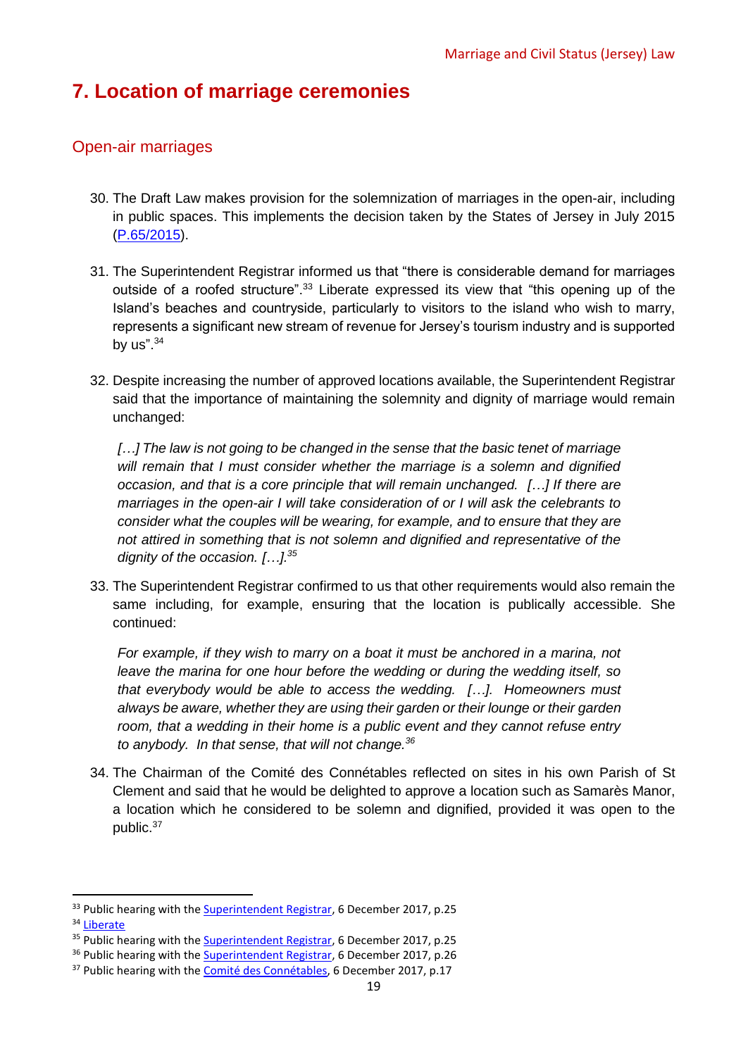# 7. Location of marriage ceremonies

## Open-air marriages

30. The Draft Law makes provision for the solemnization of marriages in the open-air, including in public spaces. This implements the decision taken by the States of Jersey in July 2015 (P.65/2015).

31. The Superintendent Registrar informed us that "there is considerable demand for marriages outside of a roofed structure".[33] Liberate expressed its view that "this opening up of the Island's beaches and countryside, particularly to visitors to the island who wish to marry, represents a significant new stream of revenue for Jersey's tourism industry and is supported by us".[34]

32. Despite increasing the number of approved locations available, the Superintendent Registrar said that the importance of maintaining the solemnity and dignity of marriage would remain unchanged:

> *[…] The law is not going to be changed in the sense that the basic tenet of marriage will remain that I must consider whether the marriage is a solemn and dignified occasion, and that is a core principle that will remain unchanged. […] If there are marriages in the open-air I will take consideration of or I will ask the celebrants to consider what the couples will be wearing, for example, and to ensure that they are not attired in something that is not solemn and dignified and representative of the dignity of the occasion. […].*[35]

33. The Superintendent Registrar confirmed to us that other requirements would also remain the same including, for example, ensuring that the location is publically accessible. She continued:

> *For example, if they wish to marry on a boat it must be anchored in a marina, not leave the marina for one hour before the wedding or during the wedding itself, so that everybody would be able to access the wedding. […]. Homeowners must always be aware, whether they are using their garden or their lounge or their garden room, that a wedding in their home is a public event and they cannot refuse entry to anybody. In that sense, that will not change.*[36]

34. The Chairman of the Comité des Connétables reflected on sites in his own Parish of St Clement and said that he would be delighted to approve a location such as Samarès Manor, a location which he considered to be solemn and dignified, provided it was open to the public.[37]

---

[33] Public hearing with the Superintendent Registrar, 6 December 2017, p.25

[34] Liberate

[35] Public hearing with the Superintendent Registrar, 6 December 2017, p.25

[36] Public hearing with the Superintendent Registrar, 6 December 2017, p.26

[37] Public hearing with the Comité des Connétables, 6 December 2017, p.17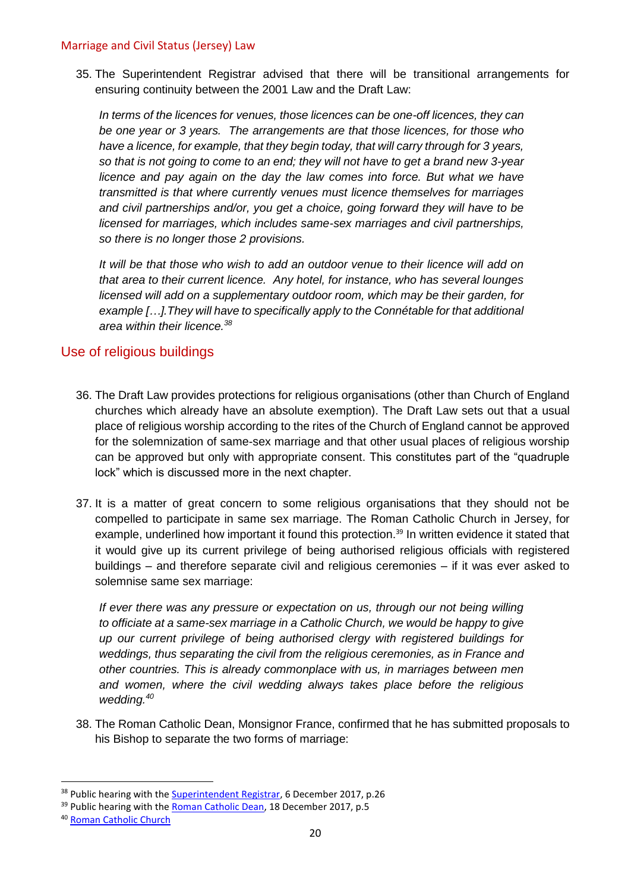35. The Superintendent Registrar advised that there will be transitional arrangements for ensuring continuity between the 2001 Law and the Draft Law:

    *In terms of the licences for venues, those licences can be one-off licences, they can be one year or 3 years. The arrangements are that those licences, for those who have a licence, for example, that they begin today, that will carry through for 3 years, so that is not going to come to an end; they will not have to get a brand new 3-year licence and pay again on the day the law comes into force. But what we have transmitted is that where currently venues must licence themselves for marriages and civil partnerships and/or, you get a choice, going forward they will have to be licensed for marriages, which includes same-sex marriages and civil partnerships, so there is no longer those 2 provisions.*

    *It will be that those who wish to add an outdoor venue to their licence will add on that area to their current licence. Any hotel, for instance, who has several lounges licensed will add on a supplementary outdoor room, which may be their garden, for example […].They will have to specifically apply to the Connétable for that additional area within their licence.*[38]

## Use of religious buildings

36. The Draft Law provides protections for religious organisations (other than Church of England churches which already have an absolute exemption). The Draft Law sets out that a usual place of religious worship according to the rites of the Church of England cannot be approved for the solemnization of same-sex marriage and that other usual places of religious worship can be approved but only with appropriate consent. This constitutes part of the "quadruple lock" which is discussed more in the next chapter.

37. It is a matter of great concern to some religious organisations that they should not be compelled to participate in same sex marriage. The Roman Catholic Church in Jersey, for example, underlined how important it found this protection.[39] In written evidence it stated that it would give up its current privilege of being authorised religious officials with registered buildings – and therefore separate civil and religious ceremonies – if it was ever asked to solemnise same sex marriage:

    *If ever there was any pressure or expectation on us, through our not being willing to officiate at a same-sex marriage in a Catholic Church, we would be happy to give up our current privilege of being authorised clergy with registered buildings for weddings, thus separating the civil from the religious ceremonies, as in France and other countries. This is already commonplace with us, in marriages between men and women, where the civil wedding always takes place before the religious wedding.*[40]

38. The Roman Catholic Dean, Monsignor France, confirmed that he has submitted proposals to his Bishop to separate the two forms of marriage:

---

[38] Public hearing with the Superintendent Registrar, 6 December 2017, p.26

[39] Public hearing with the Roman Catholic Dean, 18 December 2017, p.5

[40] Roman Catholic Church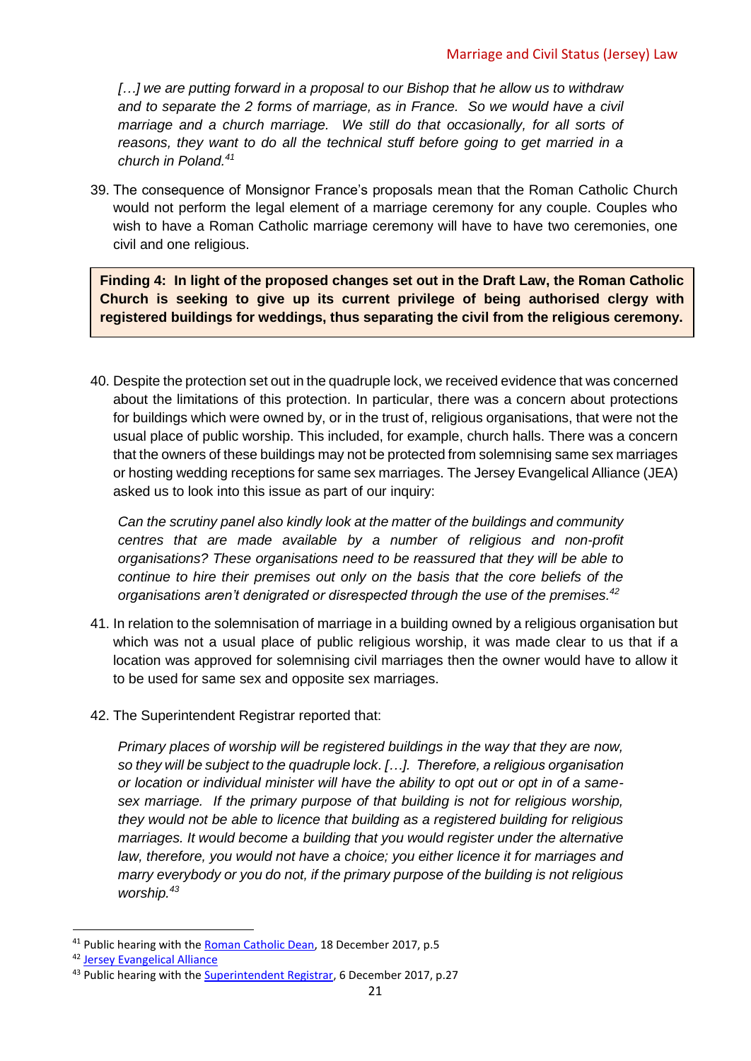*[…] we are putting forward in a proposal to our Bishop that he allow us to withdraw and to separate the 2 forms of marriage, as in France. So we would have a civil marriage and a church marriage. We still do that occasionally, for all sorts of reasons, they want to do all the technical stuff before going to get married in a church in Poland.*[41]

39. The consequence of Monsignor France's proposals mean that the Roman Catholic Church would not perform the legal element of a marriage ceremony for any couple. Couples who wish to have a Roman Catholic marriage ceremony will have to have two ceremonies, one civil and one religious.

**Finding 4: In light of the proposed changes set out in the Draft Law, the Roman Catholic Church is seeking to give up its current privilege of being authorised clergy with registered buildings for weddings, thus separating the civil from the religious ceremony.**

40. Despite the protection set out in the quadruple lock, we received evidence that was concerned about the limitations of this protection. In particular, there was a concern about protections for buildings which were owned by, or in the trust of, religious organisations, that were not the usual place of public worship. This included, for example, church halls. There was a concern that the owners of these buildings may not be protected from solemnising same sex marriages or hosting wedding receptions for same sex marriages. The Jersey Evangelical Alliance (JEA) asked us to look into this issue as part of our inquiry:

    *Can the scrutiny panel also kindly look at the matter of the buildings and community centres that are made available by a number of religious and non-profit organisations? These organisations need to be reassured that they will be able to continue to hire their premises out only on the basis that the core beliefs of the organisations aren't denigrated or disrespected through the use of the premises.*[42]

41. In relation to the solemnisation of marriage in a building owned by a religious organisation but which was not a usual place of public religious worship, it was made clear to us that if a location was approved for solemnising civil marriages then the owner would have to allow it to be used for same sex and opposite sex marriages.

42. The Superintendent Registrar reported that:

    *Primary places of worship will be registered buildings in the way that they are now, so they will be subject to the quadruple lock. […]. Therefore, a religious organisation or location or individual minister will have the ability to opt out or opt in of a same-sex marriage. If the primary purpose of that building is not for religious worship, they would not be able to licence that building as a registered building for religious marriages. It would become a building that you would register under the alternative law, therefore, you would not have a choice; you either licence it for marriages and marry everybody or you do not, if the primary purpose of the building is not religious worship.*[43]

---

[41] Public hearing with the Roman Catholic Dean, 18 December 2017, p.5

[42] Jersey Evangelical Alliance

[43] Public hearing with the Superintendent Registrar, 6 December 2017, p.27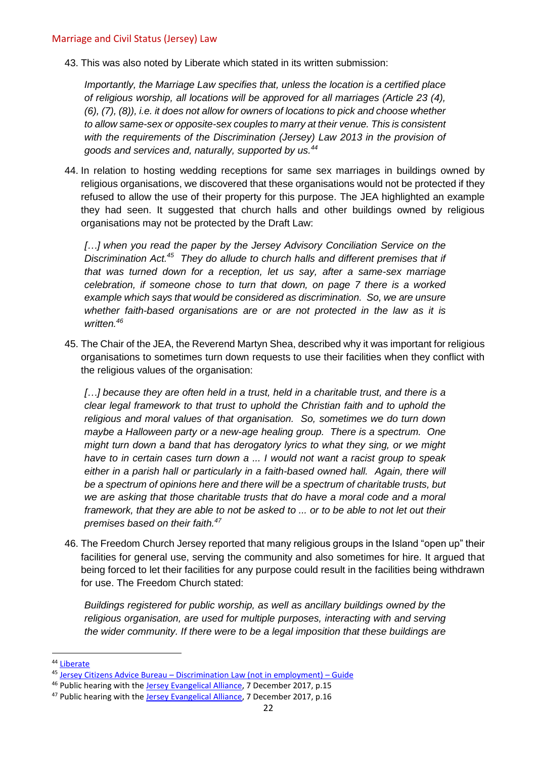43. This was also noted by Liberate which stated in its written submission:

> *Importantly, the Marriage Law specifies that, unless the location is a certified place of religious worship, all locations will be approved for all marriages (Article 23 (4), (6), (7), (8)), i.e. it does not allow for owners of locations to pick and choose whether to allow same-sex or opposite-sex couples to marry at their venue. This is consistent with the requirements of the Discrimination (Jersey) Law 2013 in the provision of goods and services and, naturally, supported by us.*[44]

44. In relation to hosting wedding receptions for same sex marriages in buildings owned by religious organisations, we discovered that these organisations would not be protected if they refused to allow the use of their property for this purpose. The JEA highlighted an example they had seen. It suggested that church halls and other buildings owned by religious organisations may not be protected by the Draft Law:

> *[…] when you read the paper by the Jersey Advisory Conciliation Service on the Discrimination Act.*[45] *They do allude to church halls and different premises that if that was turned down for a reception, let us say, after a same-sex marriage celebration, if someone chose to turn that down, on page 7 there is a worked example which says that would be considered as discrimination. So, we are unsure whether faith-based organisations are or are not protected in the law as it is written.*[46]

45. The Chair of the JEA, the Reverend Martyn Shea, described why it was important for religious organisations to sometimes turn down requests to use their facilities when they conflict with the religious values of the organisation:

> *[…] because they are often held in a trust, held in a charitable trust, and there is a clear legal framework to that trust to uphold the Christian faith and to uphold the religious and moral values of that organisation. So, sometimes we do turn down maybe a Halloween party or a new-age healing group. There is a spectrum. One might turn down a band that has derogatory lyrics to what they sing, or we might have to in certain cases turn down a ... I would not want a racist group to speak either in a parish hall or particularly in a faith-based owned hall. Again, there will be a spectrum of opinions here and there will be a spectrum of charitable trusts, but we are asking that those charitable trusts that do have a moral code and a moral framework, that they are able to not be asked to ... or to be able to not let out their premises based on their faith.*[47]

46. The Freedom Church Jersey reported that many religious groups in the Island "open up" their facilities for general use, serving the community and also sometimes for hire. It argued that being forced to let their facilities for any purpose could result in the facilities being withdrawn for use. The Freedom Church stated:

> *Buildings registered for public worship, as well as ancillary buildings owned by the religious organisation, are used for multiple purposes, interacting with and serving the wider community. If there were to be a legal imposition that these buildings are*

---

[44] Liberate

[45] Jersey Citizens Advice Bureau – Discrimination Law (not in employment) – Guide

[46] Public hearing with the Jersey Evangelical Alliance, 7 December 2017, p.15

[47] Public hearing with the Jersey Evangelical Alliance, 7 December 2017, p.16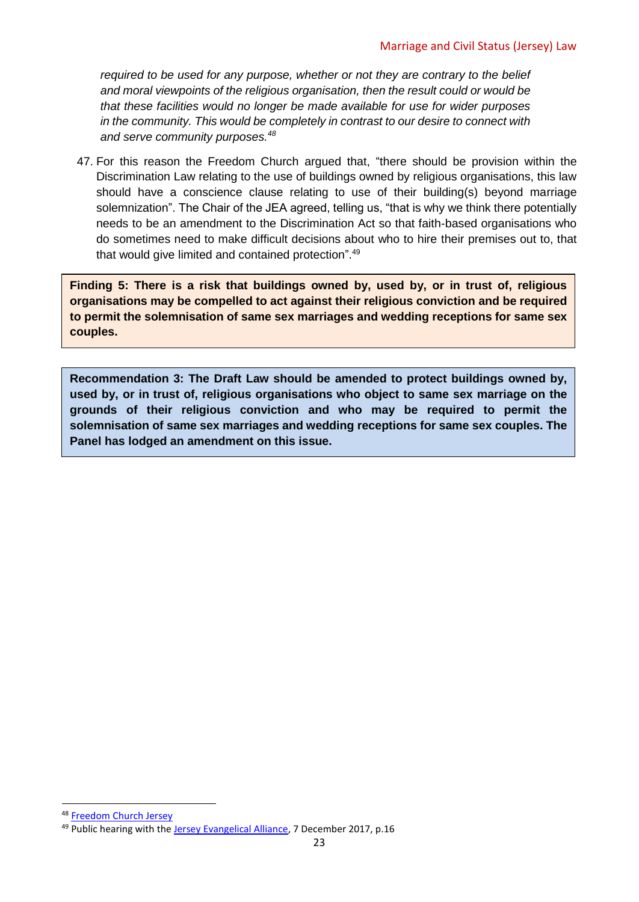*required to be used for any purpose, whether or not they are contrary to the belief and moral viewpoints of the religious organisation, then the result could or would be that these facilities would no longer be made available for use for wider purposes in the community. This would be completely in contrast to our desire to connect with and serve community purposes.*[48]

47. For this reason the Freedom Church argued that, "there should be provision within the Discrimination Law relating to the use of buildings owned by religious organisations, this law should have a conscience clause relating to use of their building(s) beyond marriage solemnization". The Chair of the JEA agreed, telling us, "that is why we think there potentially needs to be an amendment to the Discrimination Act so that faith-based organisations who do sometimes need to make difficult decisions about who to hire their premises out to, that that would give limited and contained protection".[49]

**Finding 5: There is a risk that buildings owned by, used by, or in trust of, religious organisations may be compelled to act against their religious conviction and be required to permit the solemnisation of same sex marriages and wedding receptions for same sex couples.**

**Recommendation 3: The Draft Law should be amended to protect buildings owned by, used by, or in trust of, religious organisations who object to same sex marriage on the grounds of their religious conviction and who may be required to permit the solemnisation of same sex marriages and wedding receptions for same sex couples. The Panel has lodged an amendment on this issue.**

---

[48] Freedom Church Jersey

[49] Public hearing with the Jersey Evangelical Alliance, 7 December 2017, p.16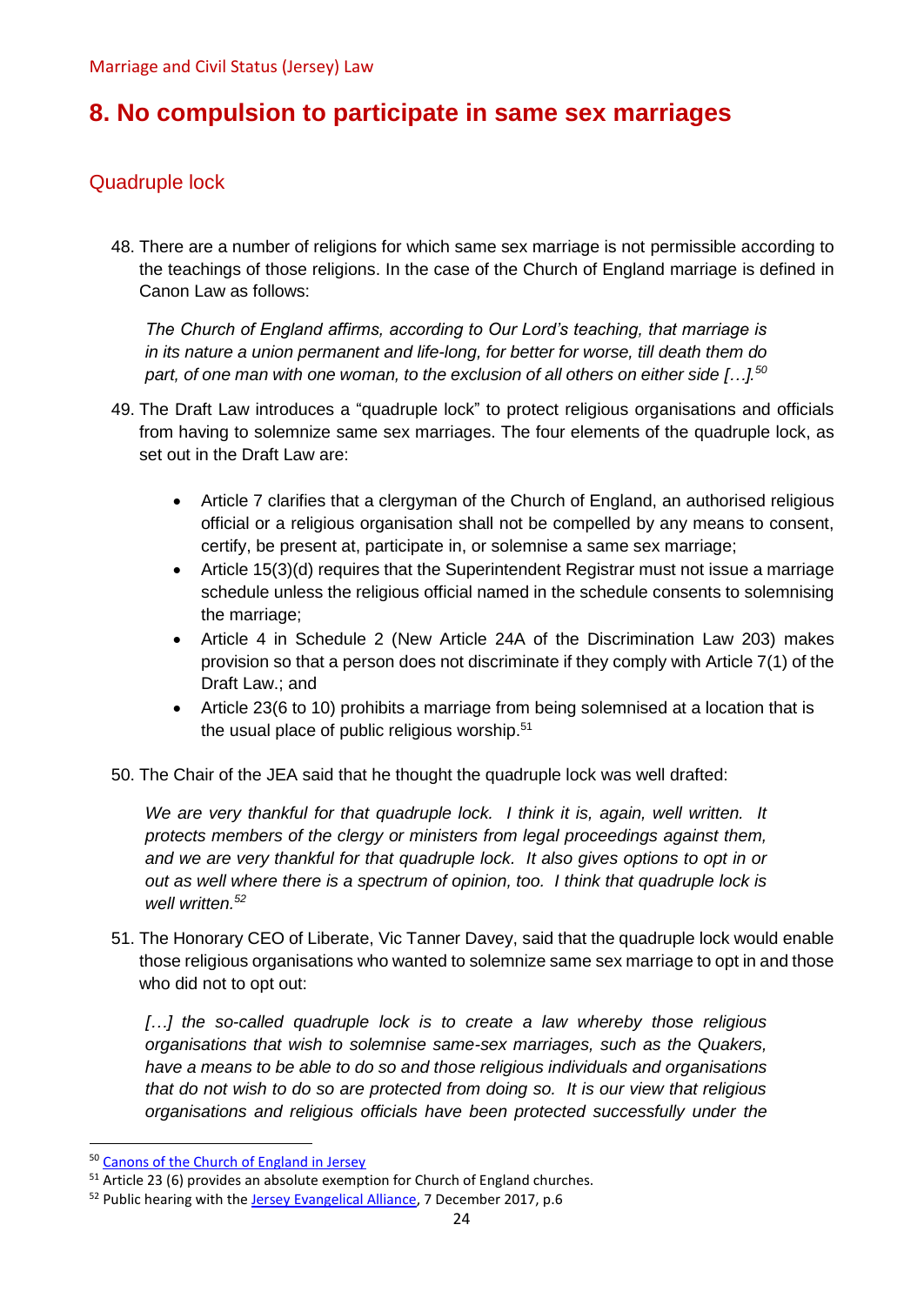# 8. No compulsion to participate in same sex marriages

## Quadruple lock

48. There are a number of religions for which same sex marriage is not permissible according to the teachings of those religions. In the case of the Church of England marriage is defined in Canon Law as follows:

    *The Church of England affirms, according to Our Lord's teaching, that marriage is in its nature a union permanent and life-long, for better for worse, till death them do part, of one man with one woman, to the exclusion of all others on either side […].*[50]

49. The Draft Law introduces a "quadruple lock" to protect religious organisations and officials from having to solemnize same sex marriages. The four elements of the quadruple lock, as set out in the Draft Law are:

    - Article 7 clarifies that a clergyman of the Church of England, an authorised religious official or a religious organisation shall not be compelled by any means to consent, certify, be present at, participate in, or solemnise a same sex marriage;
    - Article 15(3)(d) requires that the Superintendent Registrar must not issue a marriage schedule unless the religious official named in the schedule consents to solemnising the marriage;
    - Article 4 in Schedule 2 (New Article 24A of the Discrimination Law 203) makes provision so that a person does not discriminate if they comply with Article 7(1) of the Draft Law.; and
    - Article 23(6 to 10) prohibits a marriage from being solemnised at a location that is the usual place of public religious worship.[51]

50. The Chair of the JEA said that he thought the quadruple lock was well drafted:

    *We are very thankful for that quadruple lock. I think it is, again, well written. It protects members of the clergy or ministers from legal proceedings against them, and we are very thankful for that quadruple lock. It also gives options to opt in or out as well where there is a spectrum of opinion, too. I think that quadruple lock is well written.*[52]

51. The Honorary CEO of Liberate, Vic Tanner Davey, said that the quadruple lock would enable those religious organisations who wanted to solemnize same sex marriage to opt in and those who did not to opt out:

    *[…] the so-called quadruple lock is to create a law whereby those religious organisations that wish to solemnise same-sex marriages, such as the Quakers, have a means to be able to do so and those religious individuals and organisations that do not wish to do so are protected from doing so. It is our view that religious organisations and religious officials have been protected successfully under the*

---

[50] Canons of the Church of England in Jersey

[51] Article 23 (6) provides an absolute exemption for Church of England churches.

[52] Public hearing with the Jersey Evangelical Alliance, 7 December 2017, p.6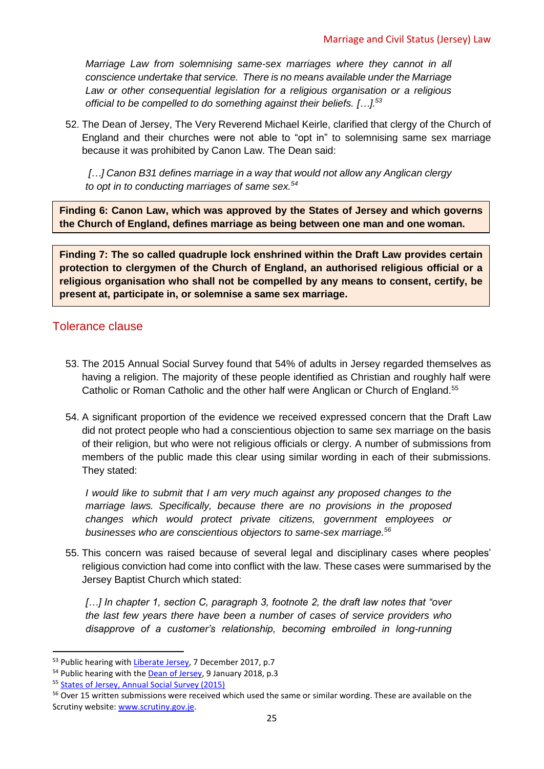*Marriage Law from solemnising same-sex marriages where they cannot in all conscience undertake that service. There is no means available under the Marriage Law or other consequential legislation for a religious organisation or a religious official to be compelled to do something against their beliefs. […].*[53]

52. The Dean of Jersey, The Very Reverend Michael Keirle, clarified that clergy of the Church of England and their churches were not able to "opt in" to solemnising same sex marriage because it was prohibited by Canon Law. The Dean said:

*[…] Canon B31 defines marriage in a way that would not allow any Anglican clergy to opt in to conducting marriages of same sex.*[54]

**Finding 6: Canon Law, which was approved by the States of Jersey and which governs the Church of England, defines marriage as being between one man and one woman.**

**Finding 7: The so called quadruple lock enshrined within the Draft Law provides certain protection to clergymen of the Church of England, an authorised religious official or a religious organisation who shall not be compelled by any means to consent, certify, be present at, participate in, or solemnise a same sex marriage.**

## Tolerance clause

53. The 2015 Annual Social Survey found that 54% of adults in Jersey regarded themselves as having a religion. The majority of these people identified as Christian and roughly half were Catholic or Roman Catholic and the other half were Anglican or Church of England.[55]

54. A significant proportion of the evidence we received expressed concern that the Draft Law did not protect people who had a conscientious objection to same sex marriage on the basis of their religion, but who were not religious officials or clergy. A number of submissions from members of the public made this clear using similar wording in each of their submissions. They stated:

*I would like to submit that I am very much against any proposed changes to the marriage laws. Specifically, because there are no provisions in the proposed changes which would protect private citizens, government employees or businesses who are conscientious objectors to same-sex marriage.*[56]

55. This concern was raised because of several legal and disciplinary cases where peoples' religious conviction had come into conflict with the law. These cases were summarised by the Jersey Baptist Church which stated:

*[…] In chapter 1, section C, paragraph 3, footnote 2, the draft law notes that "over the last few years there have been a number of cases of service providers who disapprove of a customer's relationship, becoming embroiled in long-running*

---

[53] Public hearing with Liberate Jersey, 7 December 2017, p.7

[54] Public hearing with the Dean of Jersey, 9 January 2018, p.3

[55] States of Jersey, Annual Social Survey (2015)

[56] Over 15 written submissions were received which used the same or similar wording. These are available on the Scrutiny website: www.scrutiny.gov.je.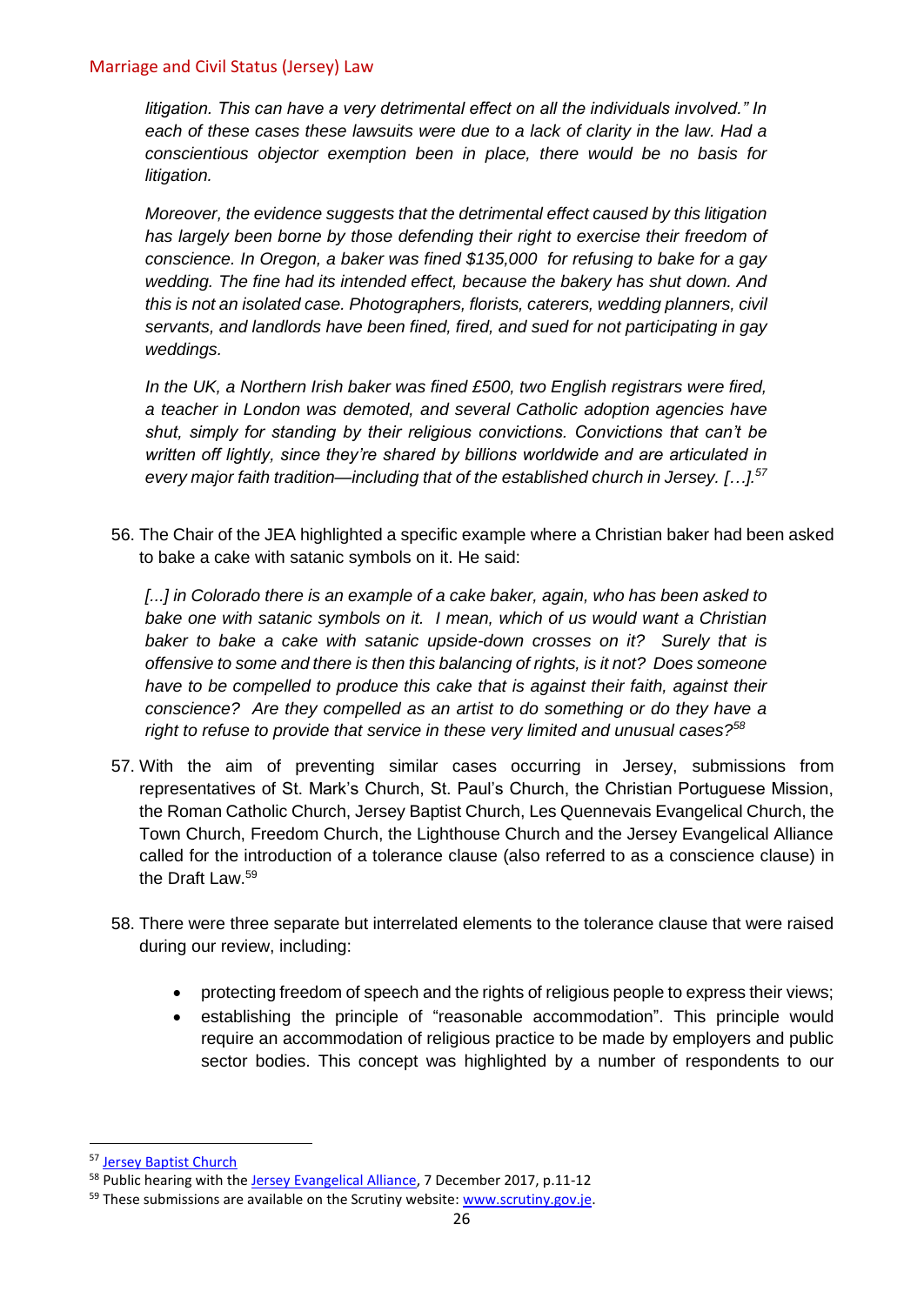*litigation. This can have a very detrimental effect on all the individuals involved." In each of these cases these lawsuits were due to a lack of clarity in the law. Had a conscientious objector exemption been in place, there would be no basis for litigation.*

*Moreover, the evidence suggests that the detrimental effect caused by this litigation has largely been borne by those defending their right to exercise their freedom of conscience. In Oregon, a baker was fined $135,000 for refusing to bake for a gay wedding. The fine had its intended effect, because the bakery has shut down. And this is not an isolated case. Photographers, florists, caterers, wedding planners, civil servants, and landlords have been fined, fired, and sued for not participating in gay weddings.*

*In the UK, a Northern Irish baker was fined £500, two English registrars were fired, a teacher in London was demoted, and several Catholic adoption agencies have shut, simply for standing by their religious convictions. Convictions that can't be written off lightly, since they're shared by billions worldwide and are articulated in every major faith tradition—including that of the established church in Jersey. […].*[57]

56. The Chair of the JEA highlighted a specific example where a Christian baker had been asked to bake a cake with satanic symbols on it. He said:

    *[...] in Colorado there is an example of a cake baker, again, who has been asked to bake one with satanic symbols on it. I mean, which of us would want a Christian baker to bake a cake with satanic upside-down crosses on it? Surely that is offensive to some and there is then this balancing of rights, is it not? Does someone have to be compelled to produce this cake that is against their faith, against their conscience? Are they compelled as an artist to do something or do they have a right to refuse to provide that service in these very limited and unusual cases?*[58]

57. With the aim of preventing similar cases occurring in Jersey, submissions from representatives of St. Mark's Church, St. Paul's Church, the Christian Portuguese Mission, the Roman Catholic Church, Jersey Baptist Church, Les Quennevais Evangelical Church, the Town Church, Freedom Church, the Lighthouse Church and the Jersey Evangelical Alliance called for the introduction of a tolerance clause (also referred to as a conscience clause) in the Draft Law.[59]

58. There were three separate but interrelated elements to the tolerance clause that were raised during our review, including:

    - protecting freedom of speech and the rights of religious people to express their views;
    - establishing the principle of "reasonable accommodation". This principle would require an accommodation of religious practice to be made by employers and public sector bodies. This concept was highlighted by a number of respondents to our

---

[57] Jersey Baptist Church

[58] Public hearing with the Jersey Evangelical Alliance, 7 December 2017, p.11-12

[59] These submissions are available on the Scrutiny website: www.scrutiny.gov.je.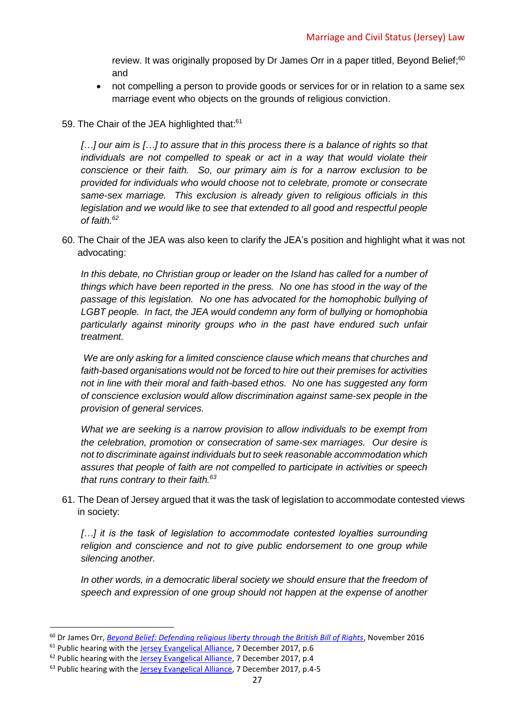review. It was originally proposed by Dr James Orr in a paper titled, Beyond Belief;[60] and

- not compelling a person to provide goods or services for or in relation to a same sex marriage event who objects on the grounds of religious conviction.

59. The Chair of the JEA highlighted that:[61]

> *[…] our aim is […] to assure that in this process there is a balance of rights so that individuals are not compelled to speak or act in a way that would violate their conscience or their faith. So, our primary aim is for a narrow exclusion to be provided for individuals who would choose not to celebrate, promote or consecrate same-sex marriage. This exclusion is already given to religious officials in this legislation and we would like to see that extended to all good and respectful people of faith.*[62]

60. The Chair of the JEA was also keen to clarify the JEA's position and highlight what it was not advocating:

> *In this debate, no Christian group or leader on the Island has called for a number of things which have been reported in the press. No one has stood in the way of the passage of this legislation. No one has advocated for the homophobic bullying of LGBT people. In fact, the JEA would condemn any form of bullying or homophobia particularly against minority groups who in the past have endured such unfair treatment.*
>
> *We are only asking for a limited conscience clause which means that churches and faith-based organisations would not be forced to hire out their premises for activities not in line with their moral and faith-based ethos. No one has suggested any form of conscience exclusion would allow discrimination against same-sex people in the provision of general services.*
>
> *What we are seeking is a narrow provision to allow individuals to be exempt from the celebration, promotion or consecration of same-sex marriages. Our desire is not to discriminate against individuals but to seek reasonable accommodation which assures that people of faith are not compelled to participate in activities or speech that runs contrary to their faith.*[63]

61. The Dean of Jersey argued that it was the task of legislation to accommodate contested views in society:

> *[…] it is the task of legislation to accommodate contested loyalties surrounding religion and conscience and not to give public endorsement to one group while silencing another.*
>
> *In other words, in a democratic liberal society we should ensure that the freedom of speech and expression of one group should not happen at the expense of another*

---

[60] Dr James Orr, *Beyond Belief: Defending religious liberty through the British Bill of Rights*, November 2016

[61] Public hearing with the Jersey Evangelical Alliance, 7 December 2017, p.6

[62] Public hearing with the Jersey Evangelical Alliance, 7 December 2017, p.4

[63] Public hearing with the Jersey Evangelical Alliance, 7 December 2017, p.4-5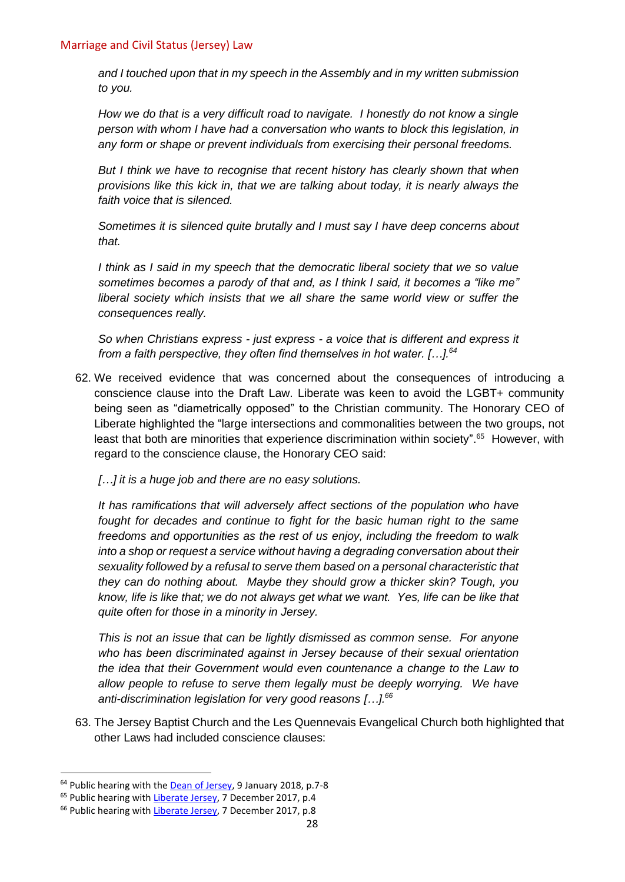*and I touched upon that in my speech in the Assembly and in my written submission to you.*

*How we do that is a very difficult road to navigate. I honestly do not know a single person with whom I have had a conversation who wants to block this legislation, in any form or shape or prevent individuals from exercising their personal freedoms.*

*But I think we have to recognise that recent history has clearly shown that when provisions like this kick in, that we are talking about today, it is nearly always the faith voice that is silenced.*

*Sometimes it is silenced quite brutally and I must say I have deep concerns about that.*

*I think as I said in my speech that the democratic liberal society that we so value sometimes becomes a parody of that and, as I think I said, it becomes a "like me" liberal society which insists that we all share the same world view or suffer the consequences really.*

*So when Christians express - just express - a voice that is different and express it from a faith perspective, they often find themselves in hot water. […].*[64]

62. We received evidence that was concerned about the consequences of introducing a conscience clause into the Draft Law. Liberate was keen to avoid the LGBT+ community being seen as "diametrically opposed" to the Christian community. The Honorary CEO of Liberate highlighted the "large intersections and commonalities between the two groups, not least that both are minorities that experience discrimination within society".[65] However, with regard to the conscience clause, the Honorary CEO said:

    *[…] it is a huge job and there are no easy solutions.*

    *It has ramifications that will adversely affect sections of the population who have fought for decades and continue to fight for the basic human right to the same freedoms and opportunities as the rest of us enjoy, including the freedom to walk into a shop or request a service without having a degrading conversation about their sexuality followed by a refusal to serve them based on a personal characteristic that they can do nothing about. Maybe they should grow a thicker skin? Tough, you know, life is like that; we do not always get what we want. Yes, life can be like that quite often for those in a minority in Jersey.*

    *This is not an issue that can be lightly dismissed as common sense. For anyone who has been discriminated against in Jersey because of their sexual orientation the idea that their Government would even countenance a change to the Law to allow people to refuse to serve them legally must be deeply worrying. We have anti-discrimination legislation for very good reasons […].*[66]

63. The Jersey Baptist Church and the Les Quennevais Evangelical Church both highlighted that other Laws had included conscience clauses:

---

[64] Public hearing with the Dean of Jersey, 9 January 2018, p.7-8

[65] Public hearing with Liberate Jersey, 7 December 2017, p.4

[66] Public hearing with Liberate Jersey, 7 December 2017, p.8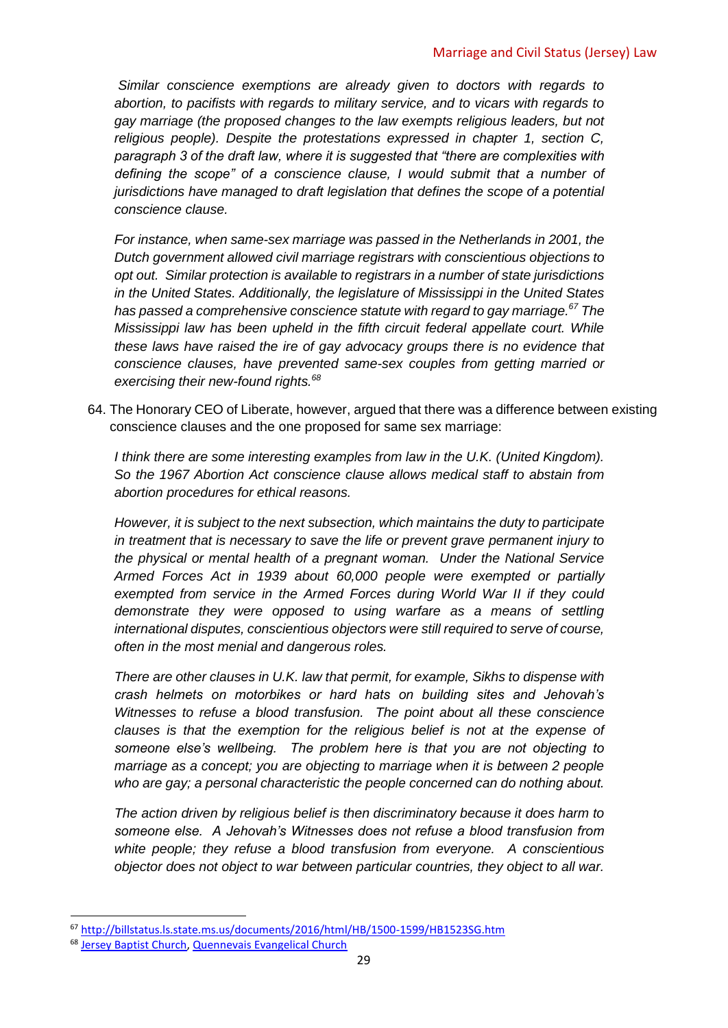*Similar conscience exemptions are already given to doctors with regards to abortion, to pacifists with regards to military service, and to vicars with regards to gay marriage (the proposed changes to the law exempts religious leaders, but not religious people). Despite the protestations expressed in chapter 1, section C, paragraph 3 of the draft law, where it is suggested that "there are complexities with defining the scope" of a conscience clause, I would submit that a number of jurisdictions have managed to draft legislation that defines the scope of a potential conscience clause.*

*For instance, when same-sex marriage was passed in the Netherlands in 2001, the Dutch government allowed civil marriage registrars with conscientious objections to opt out. Similar protection is available to registrars in a number of state jurisdictions in the United States. Additionally, the legislature of Mississippi in the United States has passed a comprehensive conscience statute with regard to gay marriage.*[67] *The Mississippi law has been upheld in the fifth circuit federal appellate court. While these laws have raised the ire of gay advocacy groups there is no evidence that conscience clauses, have prevented same-sex couples from getting married or exercising their new-found rights.*[68]

64. The Honorary CEO of Liberate, however, argued that there was a difference between existing conscience clauses and the one proposed for same sex marriage:

*I think there are some interesting examples from law in the U.K. (United Kingdom). So the 1967 Abortion Act conscience clause allows medical staff to abstain from abortion procedures for ethical reasons.*

*However, it is subject to the next subsection, which maintains the duty to participate in treatment that is necessary to save the life or prevent grave permanent injury to the physical or mental health of a pregnant woman. Under the National Service Armed Forces Act in 1939 about 60,000 people were exempted or partially exempted from service in the Armed Forces during World War II if they could demonstrate they were opposed to using warfare as a means of settling international disputes, conscientious objectors were still required to serve of course, often in the most menial and dangerous roles.*

*There are other clauses in U.K. law that permit, for example, Sikhs to dispense with crash helmets on motorbikes or hard hats on building sites and Jehovah's Witnesses to refuse a blood transfusion. The point about all these conscience clauses is that the exemption for the religious belief is not at the expense of someone else's wellbeing. The problem here is that you are not objecting to marriage as a concept; you are objecting to marriage when it is between 2 people who are gay; a personal characteristic the people concerned can do nothing about.*

*The action driven by religious belief is then discriminatory because it does harm to someone else. A Jehovah's Witnesses does not refuse a blood transfusion from white people; they refuse a blood transfusion from everyone. A conscientious objector does not object to war between particular countries, they object to all war.*

---

[67] http://billstatus.ls.state.ms.us/documents/2016/html/HB/1500-1599/HB1523SG.htm

[68] Jersey Baptist Church, Quennevais Evangelical Church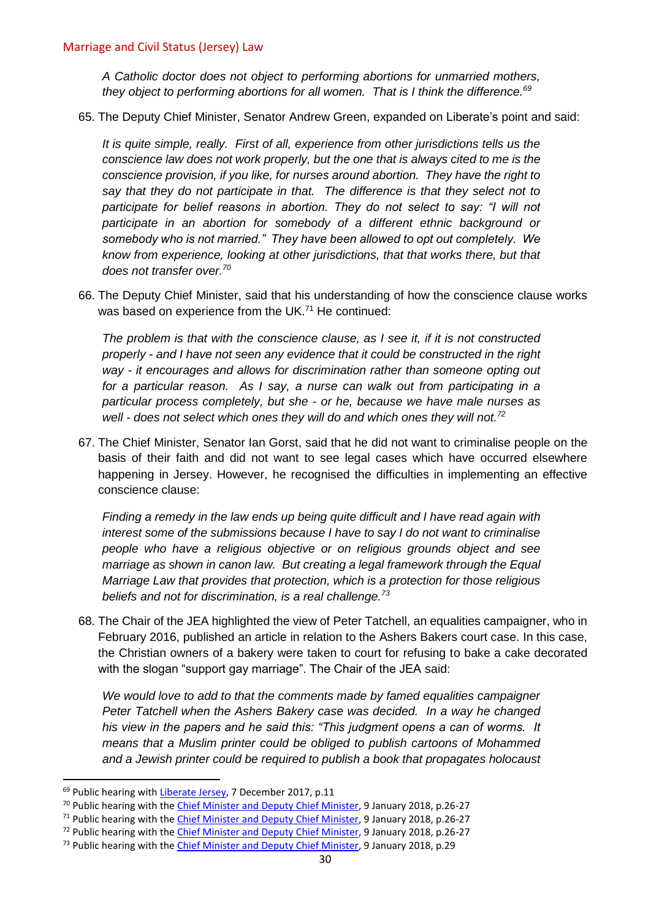*A Catholic doctor does not object to performing abortions for unmarried mothers, they object to performing abortions for all women. That is I think the difference.*[69]

65. The Deputy Chief Minister, Senator Andrew Green, expanded on Liberate's point and said:

*It is quite simple, really. First of all, experience from other jurisdictions tells us the conscience law does not work properly, but the one that is always cited to me is the conscience provision, if you like, for nurses around abortion. They have the right to say that they do not participate in that. The difference is that they select not to participate for belief reasons in abortion. They do not select to say: "I will not participate in an abortion for somebody of a different ethnic background or somebody who is not married." They have been allowed to opt out completely. We know from experience, looking at other jurisdictions, that that works there, but that does not transfer over.*[70]

66. The Deputy Chief Minister, said that his understanding of how the conscience clause works was based on experience from the UK.[71] He continued:

*The problem is that with the conscience clause, as I see it, if it is not constructed properly - and I have not seen any evidence that it could be constructed in the right way - it encourages and allows for discrimination rather than someone opting out for a particular reason. As I say, a nurse can walk out from participating in a particular process completely, but she - or he, because we have male nurses as well - does not select which ones they will do and which ones they will not.*[72]

67. The Chief Minister, Senator Ian Gorst, said that he did not want to criminalise people on the basis of their faith and did not want to see legal cases which have occurred elsewhere happening in Jersey. However, he recognised the difficulties in implementing an effective conscience clause:

*Finding a remedy in the law ends up being quite difficult and I have read again with interest some of the submissions because I have to say I do not want to criminalise people who have a religious objective or on religious grounds object and see marriage as shown in canon law. But creating a legal framework through the Equal Marriage Law that provides that protection, which is a protection for those religious beliefs and not for discrimination, is a real challenge.*[73]

68. The Chair of the JEA highlighted the view of Peter Tatchell, an equalities campaigner, who in February 2016, published an article in relation to the Ashers Bakers court case. In this case, the Christian owners of a bakery were taken to court for refusing to bake a cake decorated with the slogan "support gay marriage". The Chair of the JEA said:

*We would love to add to that the comments made by famed equalities campaigner Peter Tatchell when the Ashers Bakery case was decided. In a way he changed his view in the papers and he said this: "This judgment opens a can of worms. It means that a Muslim printer could be obliged to publish cartoons of Mohammed and a Jewish printer could be required to publish a book that propagates holocaust*

---

[69] Public hearing with Liberate Jersey, 7 December 2017, p.11

[70] Public hearing with the Chief Minister and Deputy Chief Minister, 9 January 2018, p.26-27

[71] Public hearing with the Chief Minister and Deputy Chief Minister, 9 January 2018, p.26-27

[72] Public hearing with the Chief Minister and Deputy Chief Minister, 9 January 2018, p.26-27

[73] Public hearing with the Chief Minister and Deputy Chief Minister, 9 January 2018, p.29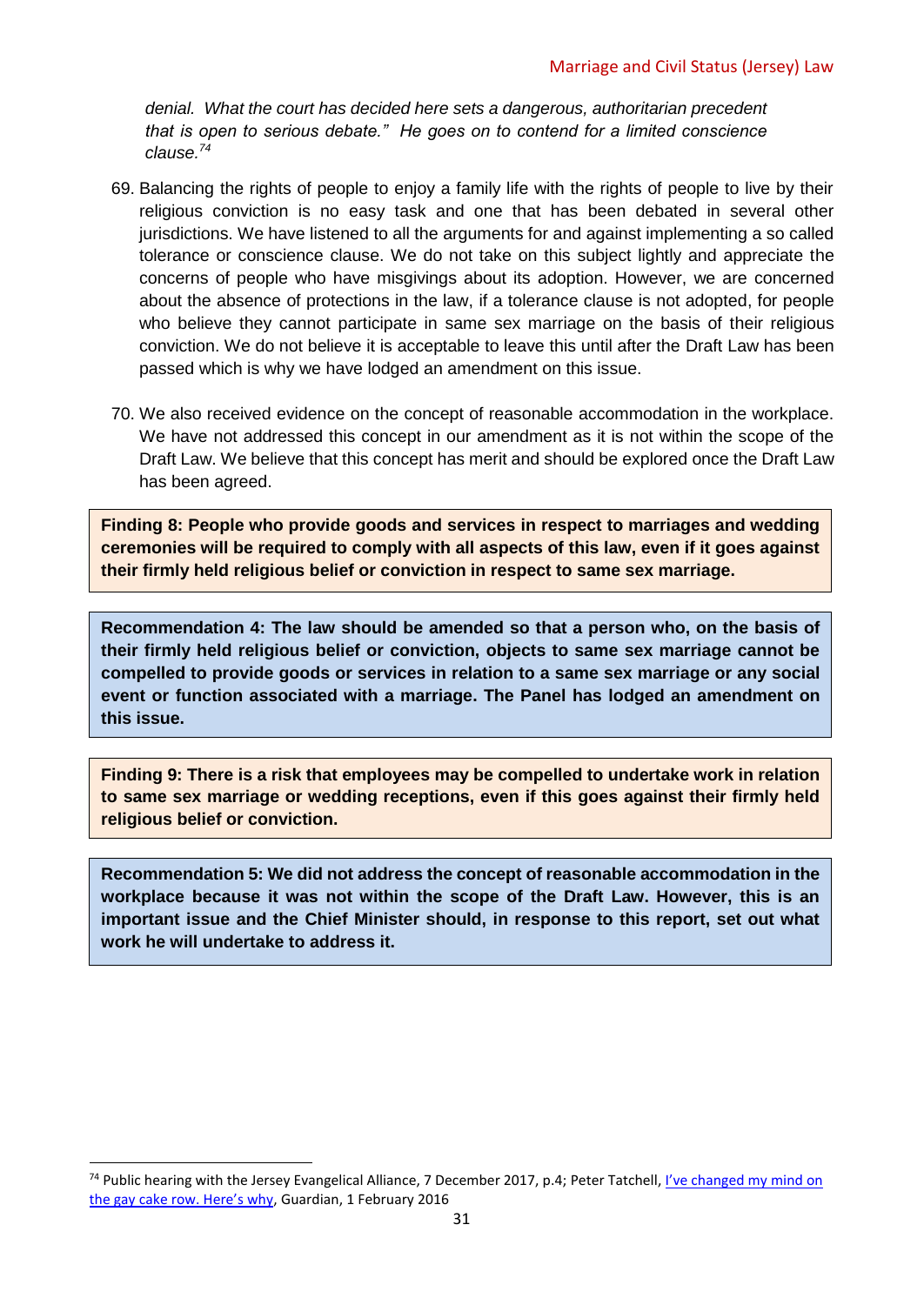*denial. What the court has decided here sets a dangerous, authoritarian precedent that is open to serious debate." He goes on to contend for a limited conscience clause.*[74]

69. Balancing the rights of people to enjoy a family life with the rights of people to live by their religious conviction is no easy task and one that has been debated in several other jurisdictions. We have listened to all the arguments for and against implementing a so called tolerance or conscience clause. We do not take on this subject lightly and appreciate the concerns of people who have misgivings about its adoption. However, we are concerned about the absence of protections in the law, if a tolerance clause is not adopted, for people who believe they cannot participate in same sex marriage on the basis of their religious conviction. We do not believe it is acceptable to leave this until after the Draft Law has been passed which is why we have lodged an amendment on this issue.

70. We also received evidence on the concept of reasonable accommodation in the workplace. We have not addressed this concept in our amendment as it is not within the scope of the Draft Law. We believe that this concept has merit and should be explored once the Draft Law has been agreed.

**Finding 8: People who provide goods and services in respect to marriages and wedding ceremonies will be required to comply with all aspects of this law, even if it goes against their firmly held religious belief or conviction in respect to same sex marriage.**

**Recommendation 4: The law should be amended so that a person who, on the basis of their firmly held religious belief or conviction, objects to same sex marriage cannot be compelled to provide goods or services in relation to a same sex marriage or any social event or function associated with a marriage. The Panel has lodged an amendment on this issue.**

**Finding 9: There is a risk that employees may be compelled to undertake work in relation to same sex marriage or wedding receptions, even if this goes against their firmly held religious belief or conviction.**

**Recommendation 5: We did not address the concept of reasonable accommodation in the workplace because it was not within the scope of the Draft Law. However, this is an important issue and the Chief Minister should, in response to this report, set out what work he will undertake to address it.**

---

[74] Public hearing with the Jersey Evangelical Alliance, 7 December 2017, p.4; Peter Tatchell, I've changed my mind on the gay cake row. Here's why, Guardian, 1 February 2016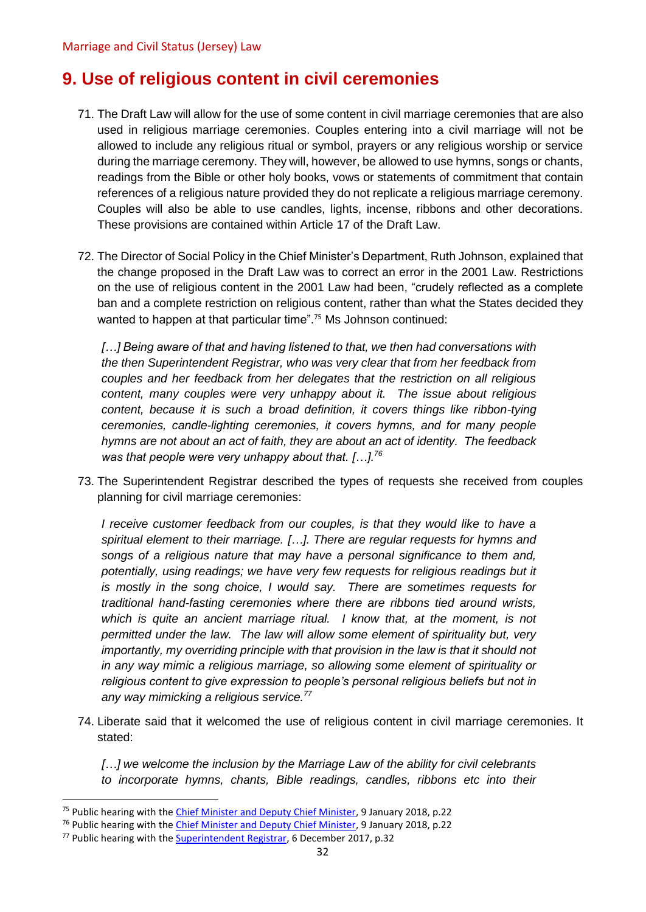## 9. Use of religious content in civil ceremonies

71. The Draft Law will allow for the use of some content in civil marriage ceremonies that are also used in religious marriage ceremonies. Couples entering into a civil marriage will not be allowed to include any religious ritual or symbol, prayers or any religious worship or service during the marriage ceremony. They will, however, be allowed to use hymns, songs or chants, readings from the Bible or other holy books, vows or statements of commitment that contain references of a religious nature provided they do not replicate a religious marriage ceremony. Couples will also be able to use candles, lights, incense, ribbons and other decorations. These provisions are contained within Article 17 of the Draft Law.

72. The Director of Social Policy in the Chief Minister's Department, Ruth Johnson, explained that the change proposed in the Draft Law was to correct an error in the 2001 Law. Restrictions on the use of religious content in the 2001 Law had been, "crudely reflected as a complete ban and a complete restriction on religious content, rather than what the States decided they wanted to happen at that particular time".[75] Ms Johnson continued:

   *[…] Being aware of that and having listened to that, we then had conversations with the then Superintendent Registrar, who was very clear that from her feedback from couples and her feedback from her delegates that the restriction on all religious content, many couples were very unhappy about it. The issue about religious content, because it is such a broad definition, it covers things like ribbon-tying ceremonies, candle-lighting ceremonies, it covers hymns, and for many people hymns are not about an act of faith, they are about an act of identity. The feedback was that people were very unhappy about that. […].*[76]

73. The Superintendent Registrar described the types of requests she received from couples planning for civil marriage ceremonies:

   *I receive customer feedback from our couples, is that they would like to have a spiritual element to their marriage. […]. There are regular requests for hymns and songs of a religious nature that may have a personal significance to them and, potentially, using readings; we have very few requests for religious readings but it is mostly in the song choice, I would say. There are sometimes requests for traditional hand-fasting ceremonies where there are ribbons tied around wrists, which is quite an ancient marriage ritual. I know that, at the moment, is not permitted under the law. The law will allow some element of spirituality but, very importantly, my overriding principle with that provision in the law is that it should not in any way mimic a religious marriage, so allowing some element of spirituality or religious content to give expression to people's personal religious beliefs but not in any way mimicking a religious service.*[77]

74. Liberate said that it welcomed the use of religious content in civil marriage ceremonies. It stated:

   *[…] we welcome the inclusion by the Marriage Law of the ability for civil celebrants to incorporate hymns, chants, Bible readings, candles, ribbons etc into their*

---

[75] Public hearing with the Chief Minister and Deputy Chief Minister, 9 January 2018, p.22

[76] Public hearing with the Chief Minister and Deputy Chief Minister, 9 January 2018, p.22

[77] Public hearing with the Superintendent Registrar, 6 December 2017, p.32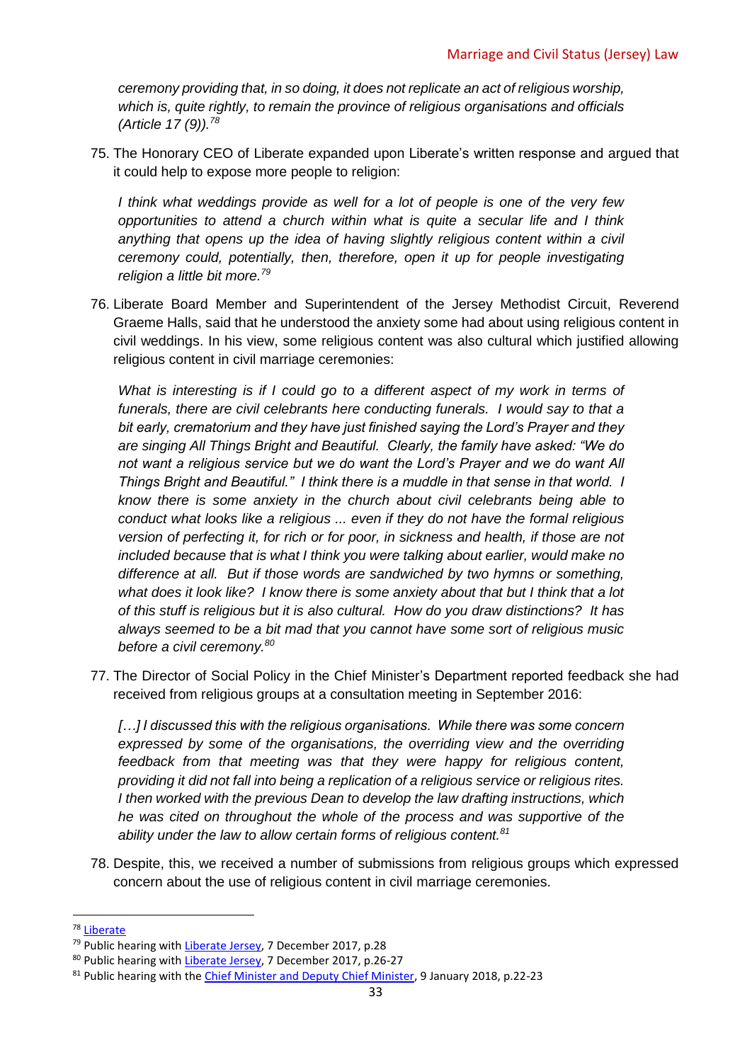*ceremony providing that, in so doing, it does not replicate an act of religious worship, which is, quite rightly, to remain the province of religious organisations and officials (Article 17 (9)).*[78]

75. The Honorary CEO of Liberate expanded upon Liberate's written response and argued that it could help to expose more people to religion:

    *I think what weddings provide as well for a lot of people is one of the very few opportunities to attend a church within what is quite a secular life and I think anything that opens up the idea of having slightly religious content within a civil ceremony could, potentially, then, therefore, open it up for people investigating religion a little bit more.*[79]

76. Liberate Board Member and Superintendent of the Jersey Methodist Circuit, Reverend Graeme Halls, said that he understood the anxiety some had about using religious content in civil weddings. In his view, some religious content was also cultural which justified allowing religious content in civil marriage ceremonies:

    *What is interesting is if I could go to a different aspect of my work in terms of funerals, there are civil celebrants here conducting funerals. I would say to that a bit early, crematorium and they have just finished saying the Lord's Prayer and they are singing All Things Bright and Beautiful. Clearly, the family have asked: "We do not want a religious service but we do want the Lord's Prayer and we do want All Things Bright and Beautiful." I think there is a muddle in that sense in that world. I know there is some anxiety in the church about civil celebrants being able to conduct what looks like a religious ... even if they do not have the formal religious version of perfecting it, for rich or for poor, in sickness and health, if those are not included because that is what I think you were talking about earlier, would make no difference at all. But if those words are sandwiched by two hymns or something, what does it look like? I know there is some anxiety about that but I think that a lot of this stuff is religious but it is also cultural. How do you draw distinctions? It has always seemed to be a bit mad that you cannot have some sort of religious music before a civil ceremony.*[80]

77. The Director of Social Policy in the Chief Minister's Department reported feedback she had received from religious groups at a consultation meeting in September 2016:

    *[…] I discussed this with the religious organisations. While there was some concern expressed by some of the organisations, the overriding view and the overriding feedback from that meeting was that they were happy for religious content, providing it did not fall into being a replication of a religious service or religious rites. I then worked with the previous Dean to develop the law drafting instructions, which he was cited on throughout the whole of the process and was supportive of the ability under the law to allow certain forms of religious content.*[81]

78. Despite, this, we received a number of submissions from religious groups which expressed concern about the use of religious content in civil marriage ceremonies.

---

[78] Liberate

[79] Public hearing with Liberate Jersey, 7 December 2017, p.28

[80] Public hearing with Liberate Jersey, 7 December 2017, p.26-27

[81] Public hearing with the Chief Minister and Deputy Chief Minister, 9 January 2018, p.22-23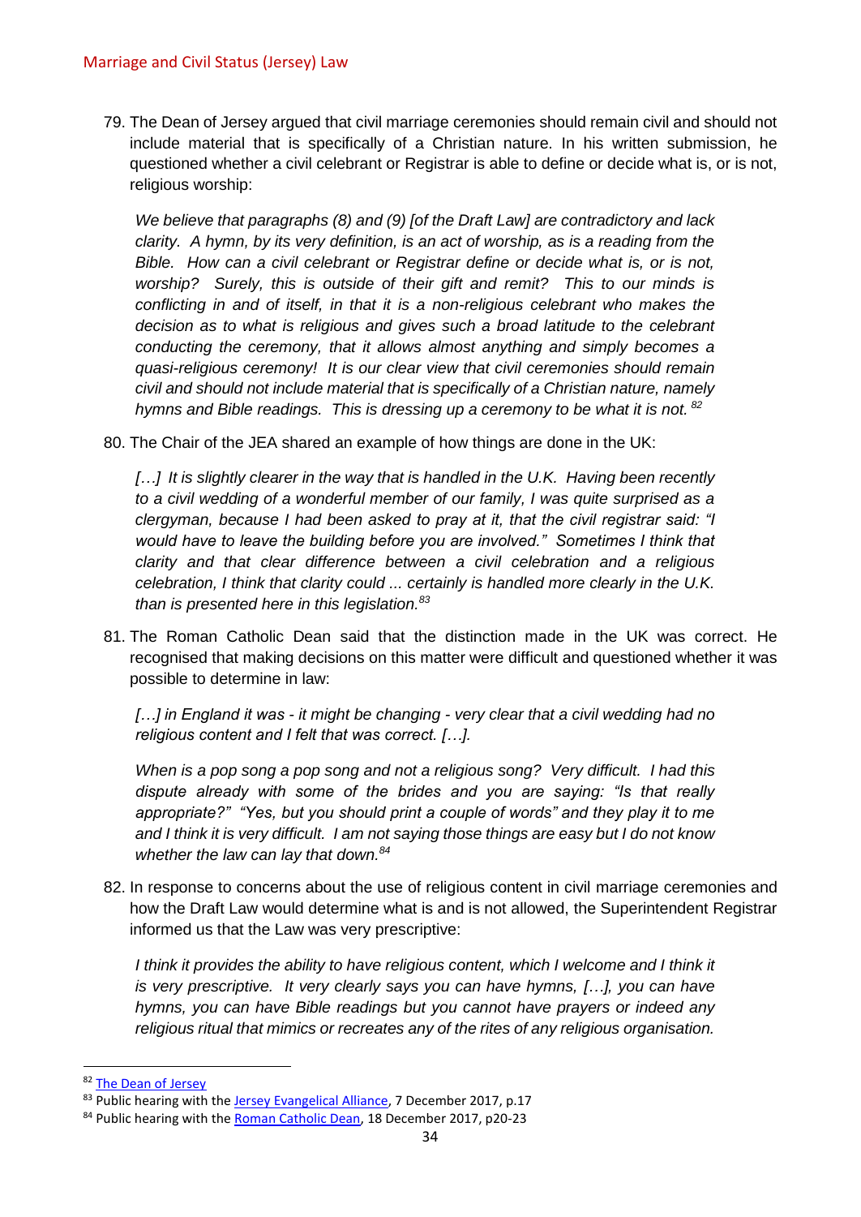79. The Dean of Jersey argued that civil marriage ceremonies should remain civil and should not include material that is specifically of a Christian nature. In his written submission, he questioned whether a civil celebrant or Registrar is able to define or decide what is, or is not, religious worship:

> *We believe that paragraphs (8) and (9) [of the Draft Law] are contradictory and lack clarity. A hymn, by its very definition, is an act of worship, as is a reading from the Bible. How can a civil celebrant or Registrar define or decide what is, or is not, worship? Surely, this is outside of their gift and remit? This to our minds is conflicting in and of itself, in that it is a non-religious celebrant who makes the decision as to what is religious and gives such a broad latitude to the celebrant conducting the ceremony, that it allows almost anything and simply becomes a quasi-religious ceremony! It is our clear view that civil ceremonies should remain civil and should not include material that is specifically of a Christian nature, namely hymns and Bible readings. This is dressing up a ceremony to be what it is not.* [82]

80. The Chair of the JEA shared an example of how things are done in the UK:

> *[…] It is slightly clearer in the way that is handled in the U.K. Having been recently to a civil wedding of a wonderful member of our family, I was quite surprised as a clergyman, because I had been asked to pray at it, that the civil registrar said: "I would have to leave the building before you are involved." Sometimes I think that clarity and that clear difference between a civil celebration and a religious celebration, I think that clarity could ... certainly is handled more clearly in the U.K. than is presented here in this legislation.* [83]

81. The Roman Catholic Dean said that the distinction made in the UK was correct. He recognised that making decisions on this matter were difficult and questioned whether it was possible to determine in law:

> *[…] in England it was - it might be changing - very clear that a civil wedding had no religious content and I felt that was correct. […].*
>
> *When is a pop song a pop song and not a religious song? Very difficult. I had this dispute already with some of the brides and you are saying: "Is that really appropriate?" "Yes, but you should print a couple of words" and they play it to me and I think it is very difficult. I am not saying those things are easy but I do not know whether the law can lay that down.* [84]

82. In response to concerns about the use of religious content in civil marriage ceremonies and how the Draft Law would determine what is and is not allowed, the Superintendent Registrar informed us that the Law was very prescriptive:

> *I think it provides the ability to have religious content, which I welcome and I think it is very prescriptive. It very clearly says you can have hymns, […], you can have hymns, you can have Bible readings but you cannot have prayers or indeed any religious ritual that mimics or recreates any of the rites of any religious organisation.*

---

[82] The Dean of Jersey
[83] Public hearing with the Jersey Evangelical Alliance, 7 December 2017, p.17
[84] Public hearing with the Roman Catholic Dean, 18 December 2017, p20-23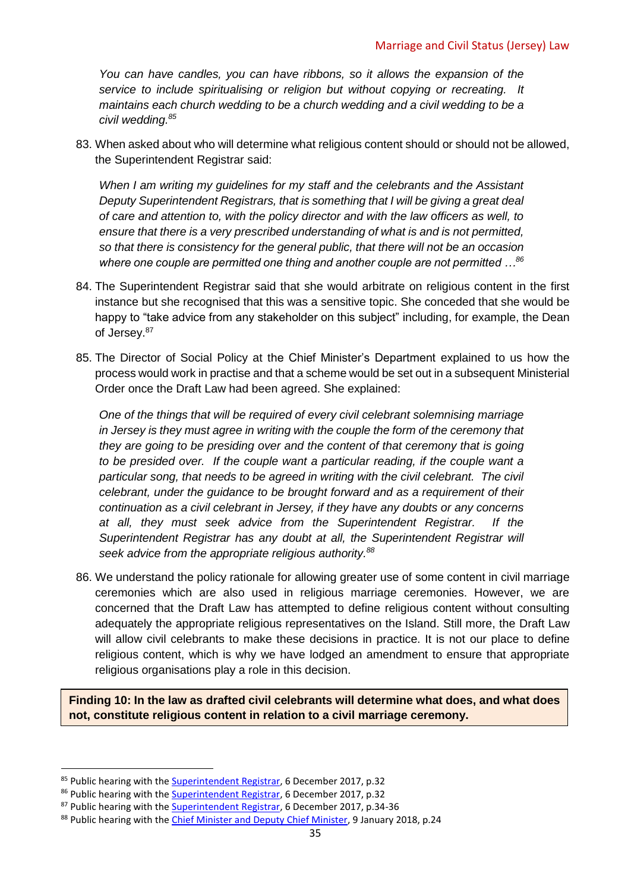*You can have candles, you can have ribbons, so it allows the expansion of the service to include spiritualising or religion but without copying or recreating. It maintains each church wedding to be a church wedding and a civil wedding to be a civil wedding.*[85]

83. When asked about who will determine what religious content should or should not be allowed, the Superintendent Registrar said:

*When I am writing my guidelines for my staff and the celebrants and the Assistant Deputy Superintendent Registrars, that is something that I will be giving a great deal of care and attention to, with the policy director and with the law officers as well, to ensure that there is a very prescribed understanding of what is and is not permitted, so that there is consistency for the general public, that there will not be an occasion where one couple are permitted one thing and another couple are not permitted …*[86]

84. The Superintendent Registrar said that she would arbitrate on religious content in the first instance but she recognised that this was a sensitive topic. She conceded that she would be happy to "take advice from any stakeholder on this subject" including, for example, the Dean of Jersey.[87]

85. The Director of Social Policy at the Chief Minister's Department explained to us how the process would work in practise and that a scheme would be set out in a subsequent Ministerial Order once the Draft Law had been agreed. She explained:

*One of the things that will be required of every civil celebrant solemnising marriage in Jersey is they must agree in writing with the couple the form of the ceremony that they are going to be presiding over and the content of that ceremony that is going to be presided over. If the couple want a particular reading, if the couple want a particular song, that needs to be agreed in writing with the civil celebrant. The civil celebrant, under the guidance to be brought forward and as a requirement of their continuation as a civil celebrant in Jersey, if they have any doubts or any concerns at all, they must seek advice from the Superintendent Registrar. If the Superintendent Registrar has any doubt at all, the Superintendent Registrar will seek advice from the appropriate religious authority.*[88]

86. We understand the policy rationale for allowing greater use of some content in civil marriage ceremonies which are also used in religious marriage ceremonies. However, we are concerned that the Draft Law has attempted to define religious content without consulting adequately the appropriate religious representatives on the Island. Still more, the Draft Law will allow civil celebrants to make these decisions in practice. It is not our place to define religious content, which is why we have lodged an amendment to ensure that appropriate religious organisations play a role in this decision.

**Finding 10: In the law as drafted civil celebrants will determine what does, and what does not, constitute religious content in relation to a civil marriage ceremony.**

---

[85] Public hearing with the Superintendent Registrar, 6 December 2017, p.32

[86] Public hearing with the Superintendent Registrar, 6 December 2017, p.32

[87] Public hearing with the Superintendent Registrar, 6 December 2017, p.34-36

[88] Public hearing with the Chief Minister and Deputy Chief Minister, 9 January 2018, p.24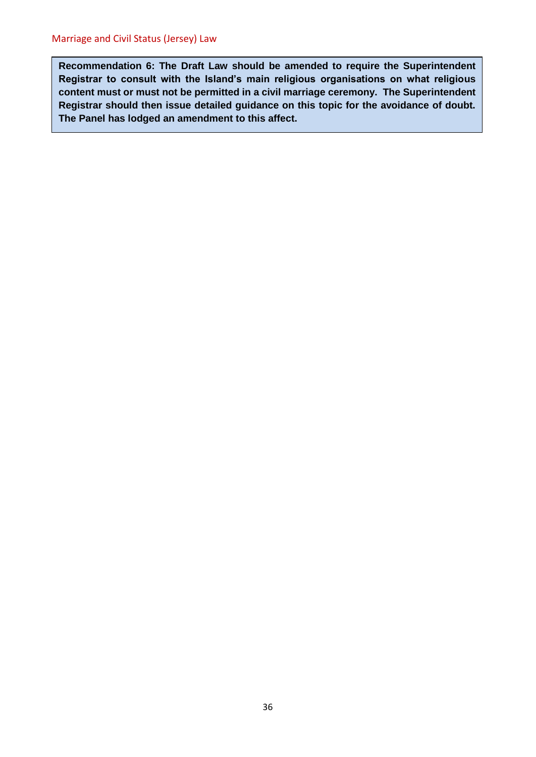**Recommendation 6: The Draft Law should be amended to require the Superintendent Registrar to consult with the Island's main religious organisations on what religious content must or must not be permitted in a civil marriage ceremony. The Superintendent Registrar should then issue detailed guidance on this topic for the avoidance of doubt. The Panel has lodged an amendment to this affect.**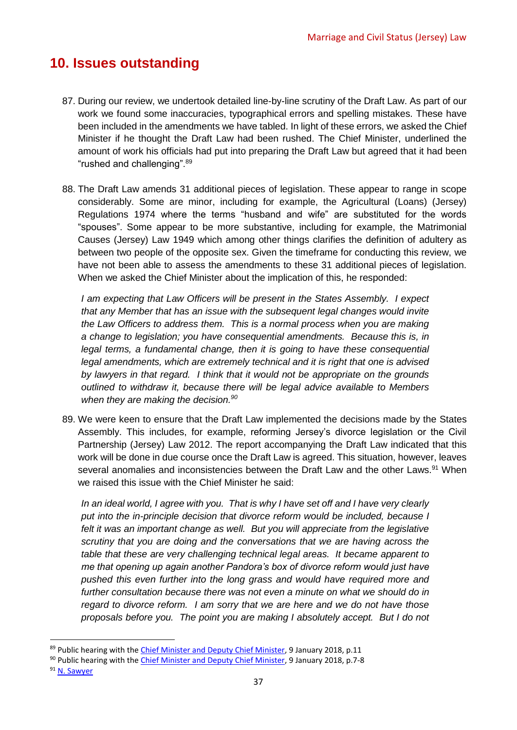## 10. Issues outstanding

87. During our review, we undertook detailed line-by-line scrutiny of the Draft Law. As part of our work we found some inaccuracies, typographical errors and spelling mistakes. These have been included in the amendments we have tabled. In light of these errors, we asked the Chief Minister if he thought the Draft Law had been rushed. The Chief Minister, underlined the amount of work his officials had put into preparing the Draft Law but agreed that it had been "rushed and challenging".[89]

88. The Draft Law amends 31 additional pieces of legislation. These appear to range in scope considerably. Some are minor, including for example, the Agricultural (Loans) (Jersey) Regulations 1974 where the terms "husband and wife" are substituted for the words "spouses". Some appear to be more substantive, including for example, the Matrimonial Causes (Jersey) Law 1949 which among other things clarifies the definition of adultery as between two people of the opposite sex. Given the timeframe for conducting this review, we have not been able to assess the amendments to these 31 additional pieces of legislation. When we asked the Chief Minister about the implication of this, he responded:

    *I am expecting that Law Officers will be present in the States Assembly. I expect that any Member that has an issue with the subsequent legal changes would invite the Law Officers to address them. This is a normal process when you are making a change to legislation; you have consequential amendments. Because this is, in legal terms, a fundamental change, then it is going to have these consequential legal amendments, which are extremely technical and it is right that one is advised by lawyers in that regard. I think that it would not be appropriate on the grounds outlined to withdraw it, because there will be legal advice available to Members when they are making the decision.*[90]

89. We were keen to ensure that the Draft Law implemented the decisions made by the States Assembly. This includes, for example, reforming Jersey's divorce legislation or the Civil Partnership (Jersey) Law 2012. The report accompanying the Draft Law indicated that this work will be done in due course once the Draft Law is agreed. This situation, however, leaves several anomalies and inconsistencies between the Draft Law and the other Laws.[91] When we raised this issue with the Chief Minister he said:

    *In an ideal world, I agree with you. That is why I have set off and I have very clearly put into the in-principle decision that divorce reform would be included, because I felt it was an important change as well. But you will appreciate from the legislative scrutiny that you are doing and the conversations that we are having across the table that these are very challenging technical legal areas. It became apparent to me that opening up again another Pandora's box of divorce reform would just have pushed this even further into the long grass and would have required more and further consultation because there was not even a minute on what we should do in regard to divorce reform. I am sorry that we are here and we do not have those proposals before you. The point you are making I absolutely accept. But I do not*

---

[89] Public hearing with the Chief Minister and Deputy Chief Minister, 9 January 2018, p.11

[90] Public hearing with the Chief Minister and Deputy Chief Minister, 9 January 2018, p.7-8

[91] N. Sawyer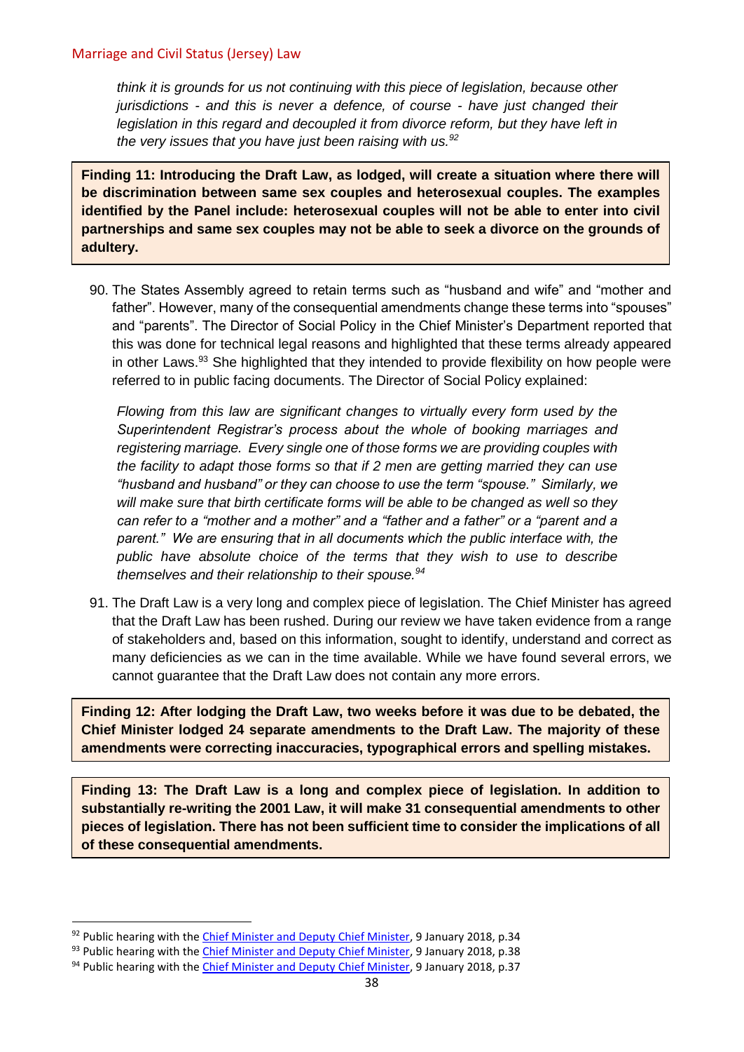*think it is grounds for us not continuing with this piece of legislation, because other jurisdictions - and this is never a defence, of course - have just changed their legislation in this regard and decoupled it from divorce reform, but they have left in the very issues that you have just been raising with us.*[92]

**Finding 11: Introducing the Draft Law, as lodged, will create a situation where there will be discrimination between same sex couples and heterosexual couples. The examples identified by the Panel include: heterosexual couples will not be able to enter into civil partnerships and same sex couples may not be able to seek a divorce on the grounds of adultery.**

90. The States Assembly agreed to retain terms such as "husband and wife" and "mother and father". However, many of the consequential amendments change these terms into "spouses" and "parents". The Director of Social Policy in the Chief Minister's Department reported that this was done for technical legal reasons and highlighted that these terms already appeared in other Laws.[93] She highlighted that they intended to provide flexibility on how people were referred to in public facing documents. The Director of Social Policy explained:

*Flowing from this law are significant changes to virtually every form used by the Superintendent Registrar's process about the whole of booking marriages and registering marriage. Every single one of those forms we are providing couples with the facility to adapt those forms so that if 2 men are getting married they can use "husband and husband" or they can choose to use the term "spouse." Similarly, we will make sure that birth certificate forms will be able to be changed as well so they can refer to a "mother and a mother" and a "father and a father" or a "parent and a parent." We are ensuring that in all documents which the public interface with, the public have absolute choice of the terms that they wish to use to describe themselves and their relationship to their spouse.*[94]

91. The Draft Law is a very long and complex piece of legislation. The Chief Minister has agreed that the Draft Law has been rushed. During our review we have taken evidence from a range of stakeholders and, based on this information, sought to identify, understand and correct as many deficiencies as we can in the time available. While we have found several errors, we cannot guarantee that the Draft Law does not contain any more errors.

**Finding 12: After lodging the Draft Law, two weeks before it was due to be debated, the Chief Minister lodged 24 separate amendments to the Draft Law. The majority of these amendments were correcting inaccuracies, typographical errors and spelling mistakes.**

**Finding 13: The Draft Law is a long and complex piece of legislation. In addition to substantially re-writing the 2001 Law, it will make 31 consequential amendments to other pieces of legislation. There has not been sufficient time to consider the implications of all of these consequential amendments.**

---

[92] Public hearing with the Chief Minister and Deputy Chief Minister, 9 January 2018, p.34

[93] Public hearing with the Chief Minister and Deputy Chief Minister, 9 January 2018, p.38

[94] Public hearing with the Chief Minister and Deputy Chief Minister, 9 January 2018, p.37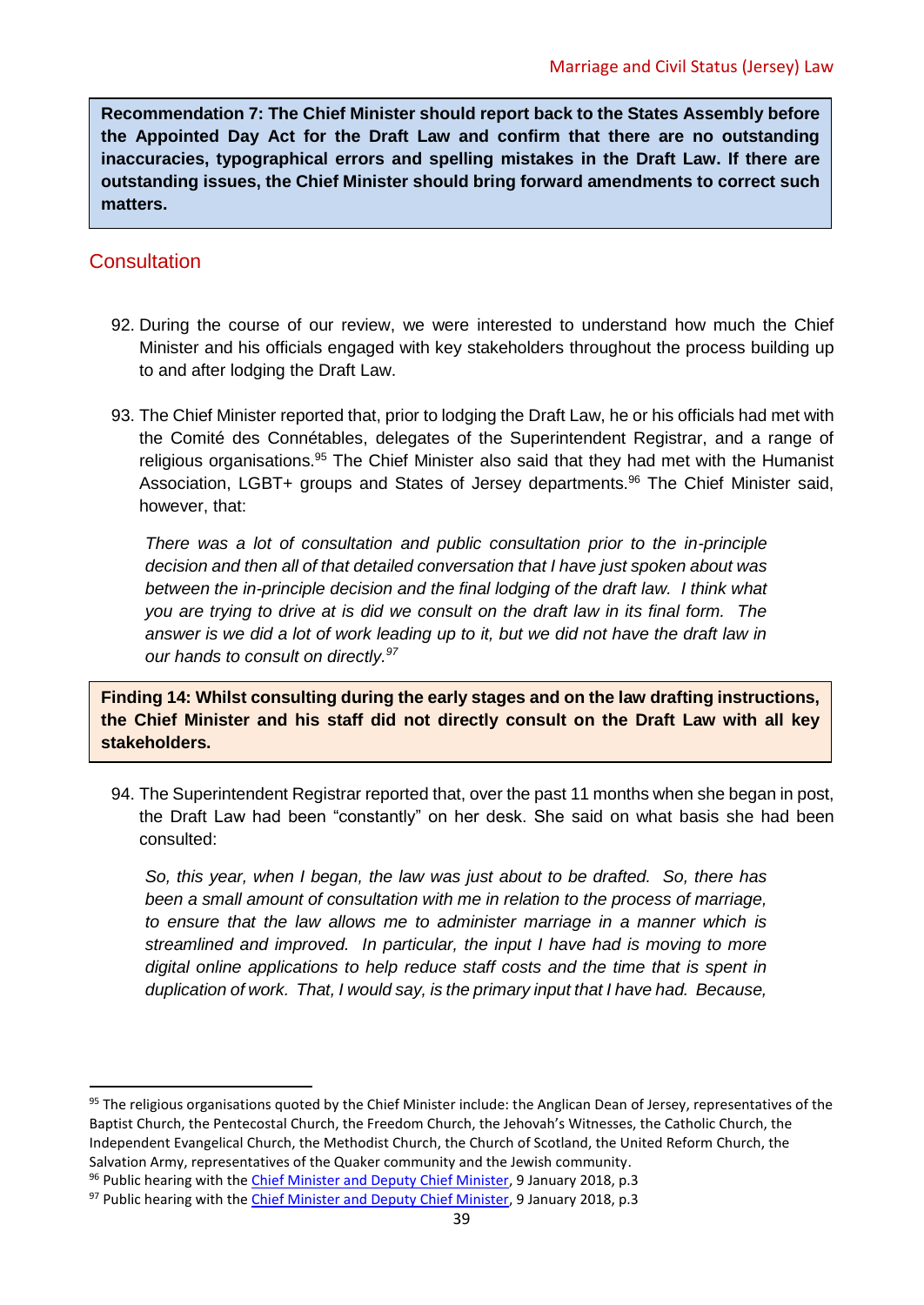**Recommendation 7: The Chief Minister should report back to the States Assembly before the Appointed Day Act for the Draft Law and confirm that there are no outstanding inaccuracies, typographical errors and spelling mistakes in the Draft Law. If there are outstanding issues, the Chief Minister should bring forward amendments to correct such matters.**

## Consultation

92. During the course of our review, we were interested to understand how much the Chief Minister and his officials engaged with key stakeholders throughout the process building up to and after lodging the Draft Law.

93. The Chief Minister reported that, prior to lodging the Draft Law, he or his officials had met with the Comité des Connétables, delegates of the Superintendent Registrar, and a range of religious organisations.[95] The Chief Minister also said that they had met with the Humanist Association, LGBT+ groups and States of Jersey departments.[96] The Chief Minister said, however, that:

   *There was a lot of consultation and public consultation prior to the in-principle decision and then all of that detailed conversation that I have just spoken about was between the in-principle decision and the final lodging of the draft law. I think what you are trying to drive at is did we consult on the draft law in its final form. The answer is we did a lot of work leading up to it, but we did not have the draft law in our hands to consult on directly.[97]*

**Finding 14: Whilst consulting during the early stages and on the law drafting instructions, the Chief Minister and his staff did not directly consult on the Draft Law with all key stakeholders.**

94. The Superintendent Registrar reported that, over the past 11 months when she began in post, the Draft Law had been "constantly" on her desk. She said on what basis she had been consulted:

   *So, this year, when I began, the law was just about to be drafted. So, there has been a small amount of consultation with me in relation to the process of marriage, to ensure that the law allows me to administer marriage in a manner which is streamlined and improved. In particular, the input I have had is moving to more digital online applications to help reduce staff costs and the time that is spent in duplication of work. That, I would say, is the primary input that I have had. Because,*

---

[95] The religious organisations quoted by the Chief Minister include: the Anglican Dean of Jersey, representatives of the Baptist Church, the Pentecostal Church, the Freedom Church, the Jehovah's Witnesses, the Catholic Church, the Independent Evangelical Church, the Methodist Church, the Church of Scotland, the United Reform Church, the Salvation Army, representatives of the Quaker community and the Jewish community.

[96] Public hearing with the Chief Minister and Deputy Chief Minister, 9 January 2018, p.3

[97] Public hearing with the Chief Minister and Deputy Chief Minister, 9 January 2018, p.3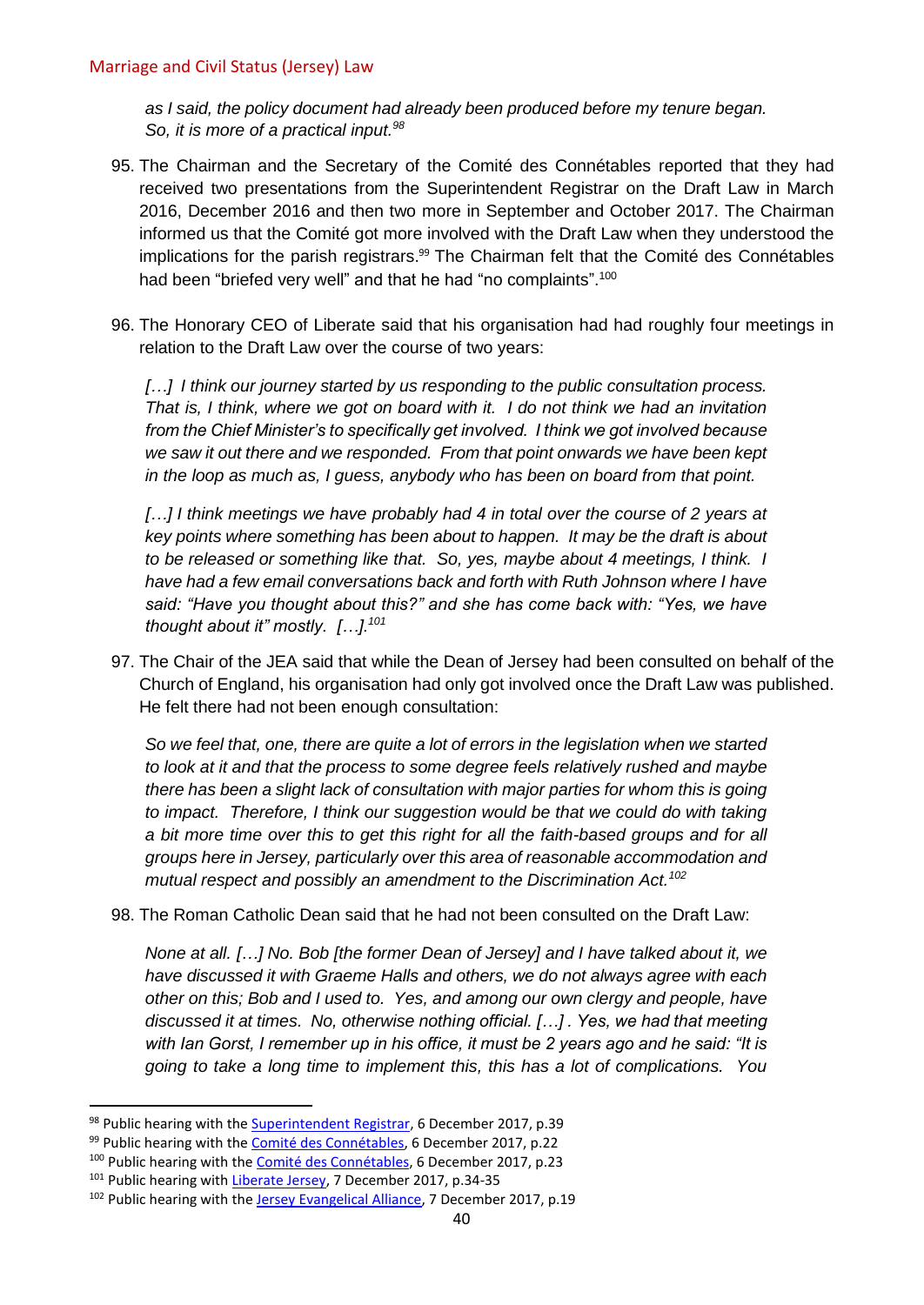*as I said, the policy document had already been produced before my tenure began. So, it is more of a practical input.*[98]

95. The Chairman and the Secretary of the Comité des Connétables reported that they had received two presentations from the Superintendent Registrar on the Draft Law in March 2016, December 2016 and then two more in September and October 2017. The Chairman informed us that the Comité got more involved with the Draft Law when they understood the implications for the parish registrars.[99] The Chairman felt that the Comité des Connétables had been "briefed very well" and that he had "no complaints".[100]

96. The Honorary CEO of Liberate said that his organisation had had roughly four meetings in relation to the Draft Law over the course of two years:

> *[…] I think our journey started by us responding to the public consultation process. That is, I think, where we got on board with it. I do not think we had an invitation from the Chief Minister's to specifically get involved. I think we got involved because we saw it out there and we responded. From that point onwards we have been kept in the loop as much as, I guess, anybody who has been on board from that point.*
>
> *[…] I think meetings we have probably had 4 in total over the course of 2 years at key points where something has been about to happen. It may be the draft is about to be released or something like that. So, yes, maybe about 4 meetings, I think. I have had a few email conversations back and forth with Ruth Johnson where I have said: "Have you thought about this?" and she has come back with: "Yes, we have thought about it" mostly. […].*[101]

97. The Chair of the JEA said that while the Dean of Jersey had been consulted on behalf of the Church of England, his organisation had only got involved once the Draft Law was published. He felt there had not been enough consultation:

> *So we feel that, one, there are quite a lot of errors in the legislation when we started to look at it and that the process to some degree feels relatively rushed and maybe there has been a slight lack of consultation with major parties for whom this is going to impact. Therefore, I think our suggestion would be that we could do with taking a bit more time over this to get this right for all the faith-based groups and for all groups here in Jersey, particularly over this area of reasonable accommodation and mutual respect and possibly an amendment to the Discrimination Act.*[102]

98. The Roman Catholic Dean said that he had not been consulted on the Draft Law:

> *None at all. […] No. Bob [the former Dean of Jersey] and I have talked about it, we have discussed it with Graeme Halls and others, we do not always agree with each other on this; Bob and I used to. Yes, and among our own clergy and people, have discussed it at times. No, otherwise nothing official. […] . Yes, we had that meeting with Ian Gorst, I remember up in his office, it must be 2 years ago and he said: "It is going to take a long time to implement this, this has a lot of complications. You*

---

[98] Public hearing with the Superintendent Registrar, 6 December 2017, p.39

[99] Public hearing with the Comité des Connétables, 6 December 2017, p.22

[100] Public hearing with the Comité des Connétables, 6 December 2017, p.23

[101] Public hearing with Liberate Jersey, 7 December 2017, p.34-35

[102] Public hearing with the Jersey Evangelical Alliance, 7 December 2017, p.19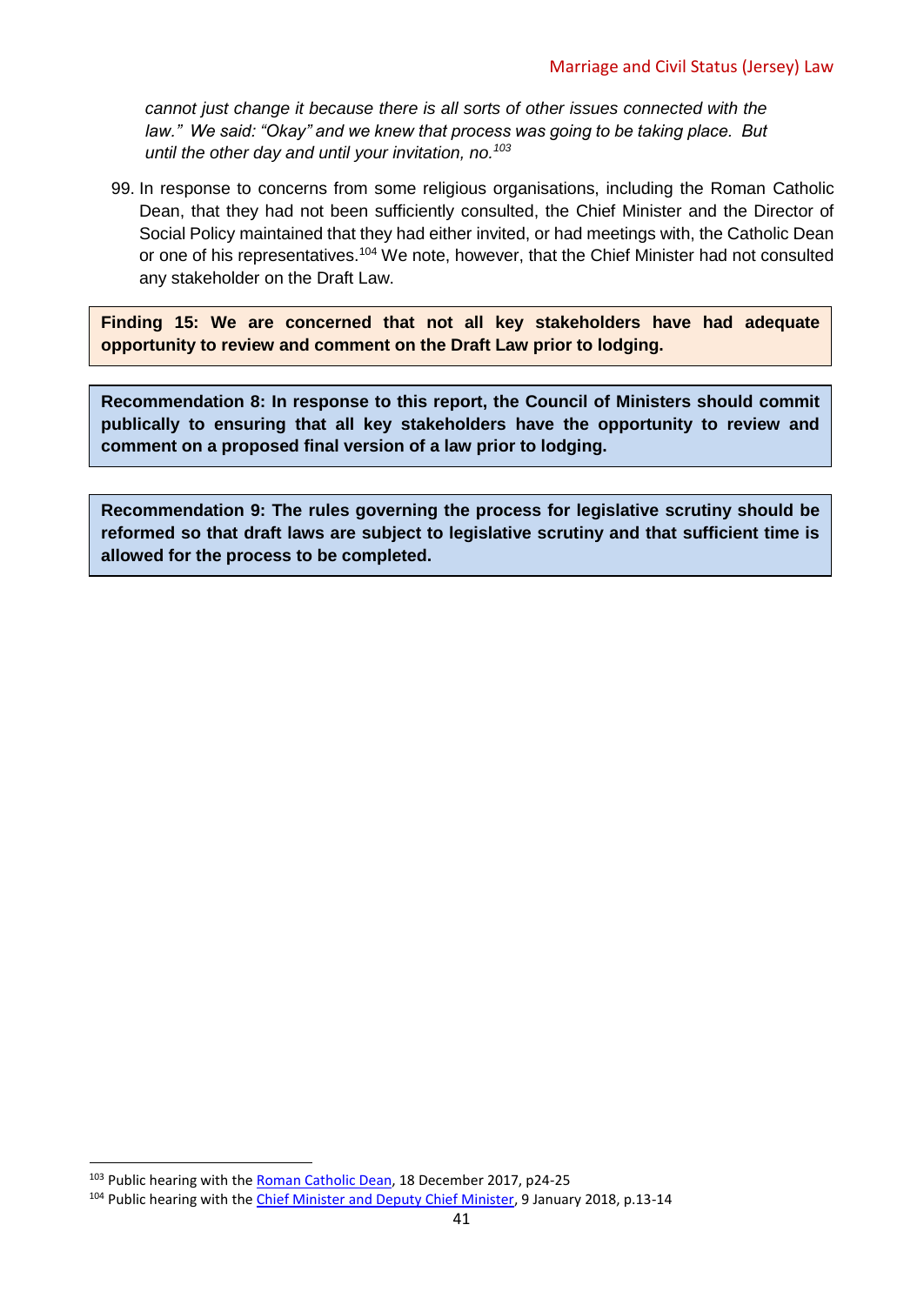*cannot just change it because there is all sorts of other issues connected with the law." We said: "Okay" and we knew that process was going to be taking place. But until the other day and until your invitation, no.*[103]

99. In response to concerns from some religious organisations, including the Roman Catholic Dean, that they had not been sufficiently consulted, the Chief Minister and the Director of Social Policy maintained that they had either invited, or had meetings with, the Catholic Dean or one of his representatives.[104] We note, however, that the Chief Minister had not consulted any stakeholder on the Draft Law.

**Finding 15: We are concerned that not all key stakeholders have had adequate opportunity to review and comment on the Draft Law prior to lodging.**

**Recommendation 8: In response to this report, the Council of Ministers should commit publically to ensuring that all key stakeholders have the opportunity to review and comment on a proposed final version of a law prior to lodging.**

**Recommendation 9: The rules governing the process for legislative scrutiny should be reformed so that draft laws are subject to legislative scrutiny and that sufficient time is allowed for the process to be completed.**

---

[103] Public hearing with the Roman Catholic Dean, 18 December 2017, p24-25

[104] Public hearing with the Chief Minister and Deputy Chief Minister, 9 January 2018, p.13-14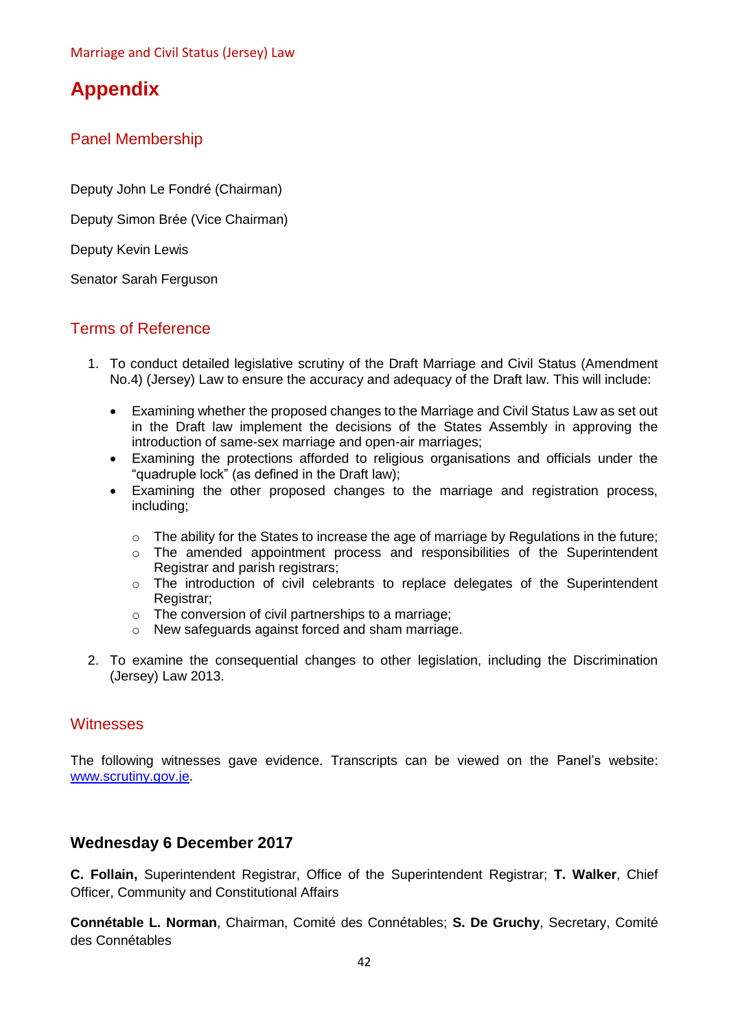# Appendix

## Panel Membership

Deputy John Le Fondré (Chairman)

Deputy Simon Brée (Vice Chairman)

Deputy Kevin Lewis

Senator Sarah Ferguson

## Terms of Reference

1. To conduct detailed legislative scrutiny of the Draft Marriage and Civil Status (Amendment No.4) (Jersey) Law to ensure the accuracy and adequacy of the Draft law. This will include:
    - Examining whether the proposed changes to the Marriage and Civil Status Law as set out in the Draft law implement the decisions of the States Assembly in approving the introduction of same-sex marriage and open-air marriages;
    - Examining the protections afforded to religious organisations and officials under the "quadruple lock" (as defined in the Draft law);
    - Examining the other proposed changes to the marriage and registration process, including;
        - The ability for the States to increase the age of marriage by Regulations in the future;
        - The amended appointment process and responsibilities of the Superintendent Registrar and parish registrars;
        - The introduction of civil celebrants to replace delegates of the Superintendent Registrar;
        - The conversion of civil partnerships to a marriage;
        - New safeguards against forced and sham marriage.
2. To examine the consequential changes to other legislation, including the Discrimination (Jersey) Law 2013.

## Witnesses

The following witnesses gave evidence. Transcripts can be viewed on the Panel's website: [www.scrutiny.gov.je](http://www.scrutiny.gov.je).

### Wednesday 6 December 2017

**C. Follain,** Superintendent Registrar, Office of the Superintendent Registrar; **T. Walker**, Chief Officer, Community and Constitutional Affairs

**Connétable L. Norman**, Chairman, Comité des Connétables; **S. De Gruchy**, Secretary, Comité des Connétables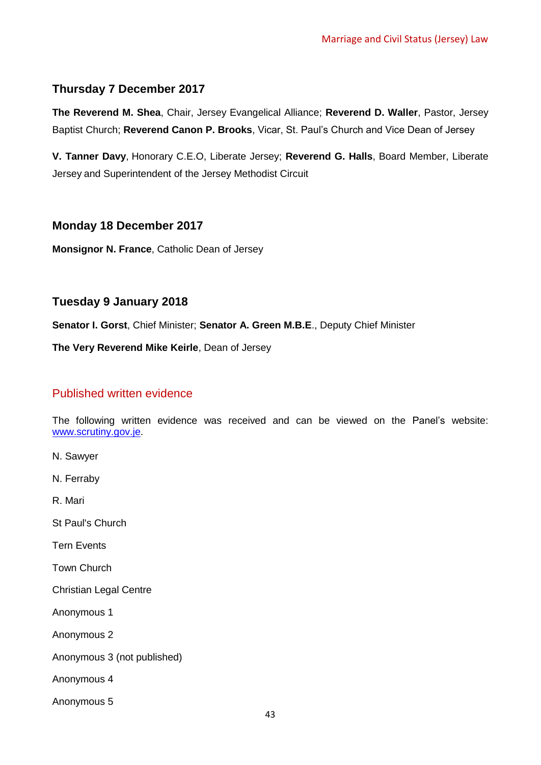### Thursday 7 December 2017

**The Reverend M. Shea**, Chair, Jersey Evangelical Alliance; **Reverend D. Waller**, Pastor, Jersey Baptist Church; **Reverend Canon P. Brooks**, Vicar, St. Paul's Church and Vice Dean of Jersey

**V. Tanner Davy**, Honorary C.E.O, Liberate Jersey; **Reverend G. Halls**, Board Member, Liberate Jersey and Superintendent of the Jersey Methodist Circuit

### Monday 18 December 2017

**Monsignor N. France**, Catholic Dean of Jersey

### Tuesday 9 January 2018

**Senator I. Gorst**, Chief Minister; **Senator A. Green M.B.E**., Deputy Chief Minister

**The Very Reverend Mike Keirle**, Dean of Jersey

## Published written evidence

The following written evidence was received and can be viewed on the Panel's website: [www.scrutiny.gov.je](http://www.scrutiny.gov.je).

N. Sawyer

N. Ferraby

R. Mari

St Paul's Church

Tern Events

Town Church

Christian Legal Centre

Anonymous 1

Anonymous 2

Anonymous 3 (not published)

Anonymous 4

Anonymous 5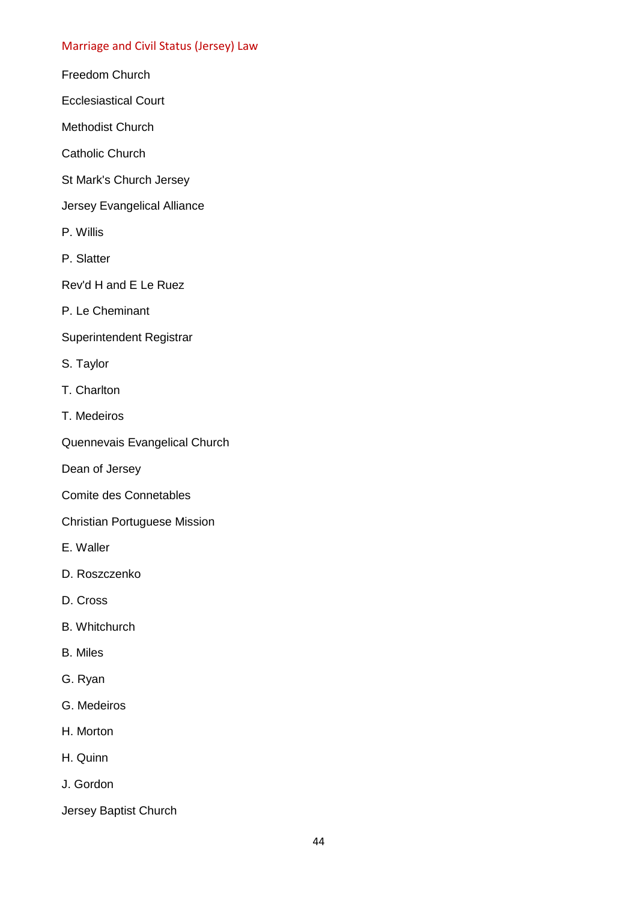Marriage and Civil Status (Jersey) Law

Freedom Church

Ecclesiastical Court

Methodist Church

Catholic Church

St Mark's Church Jersey

Jersey Evangelical Alliance

P. Willis

P. Slatter

Rev'd H and E Le Ruez

P. Le Cheminant

Superintendent Registrar

S. Taylor

T. Charlton

T. Medeiros

Quennevais Evangelical Church

Dean of Jersey

Comite des Connetables

Christian Portuguese Mission

E. Waller

D. Roszczenko

D. Cross

B. Whitchurch

B. Miles

G. Ryan

G. Medeiros

H. Morton

H. Quinn

J. Gordon

Jersey Baptist Church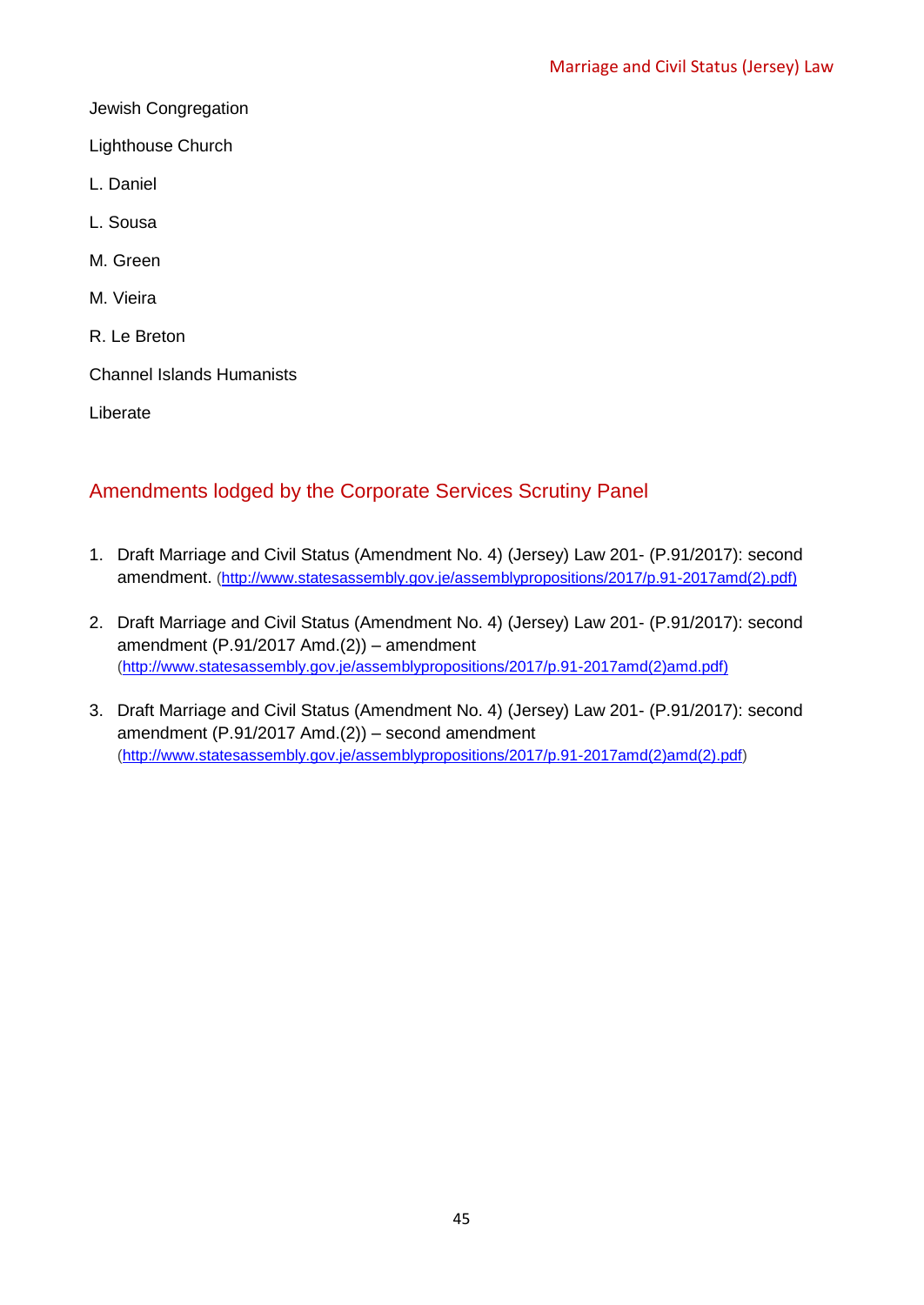Jewish Congregation

Lighthouse Church

L. Daniel

L. Sousa

M. Green

M. Vieira

R. Le Breton

Channel Islands Humanists

Liberate

## Amendments lodged by the Corporate Services Scrutiny Panel

1. Draft Marriage and Civil Status (Amendment No. 4) (Jersey) Law 201- (P.91/2017): second amendment. (http://www.statesassembly.gov.je/assemblypropositions/2017/p.91-2017amd(2).pdf)

2. Draft Marriage and Civil Status (Amendment No. 4) (Jersey) Law 201- (P.91/2017): second amendment (P.91/2017 Amd.(2)) – amendment (http://www.statesassembly.gov.je/assemblypropositions/2017/p.91-2017amd(2)amd.pdf)

3. Draft Marriage and Civil Status (Amendment No. 4) (Jersey) Law 201- (P.91/2017): second amendment (P.91/2017 Amd.(2)) – second amendment (http://www.statesassembly.gov.je/assemblypropositions/2017/p.91-2017amd(2)amd(2).pdf)